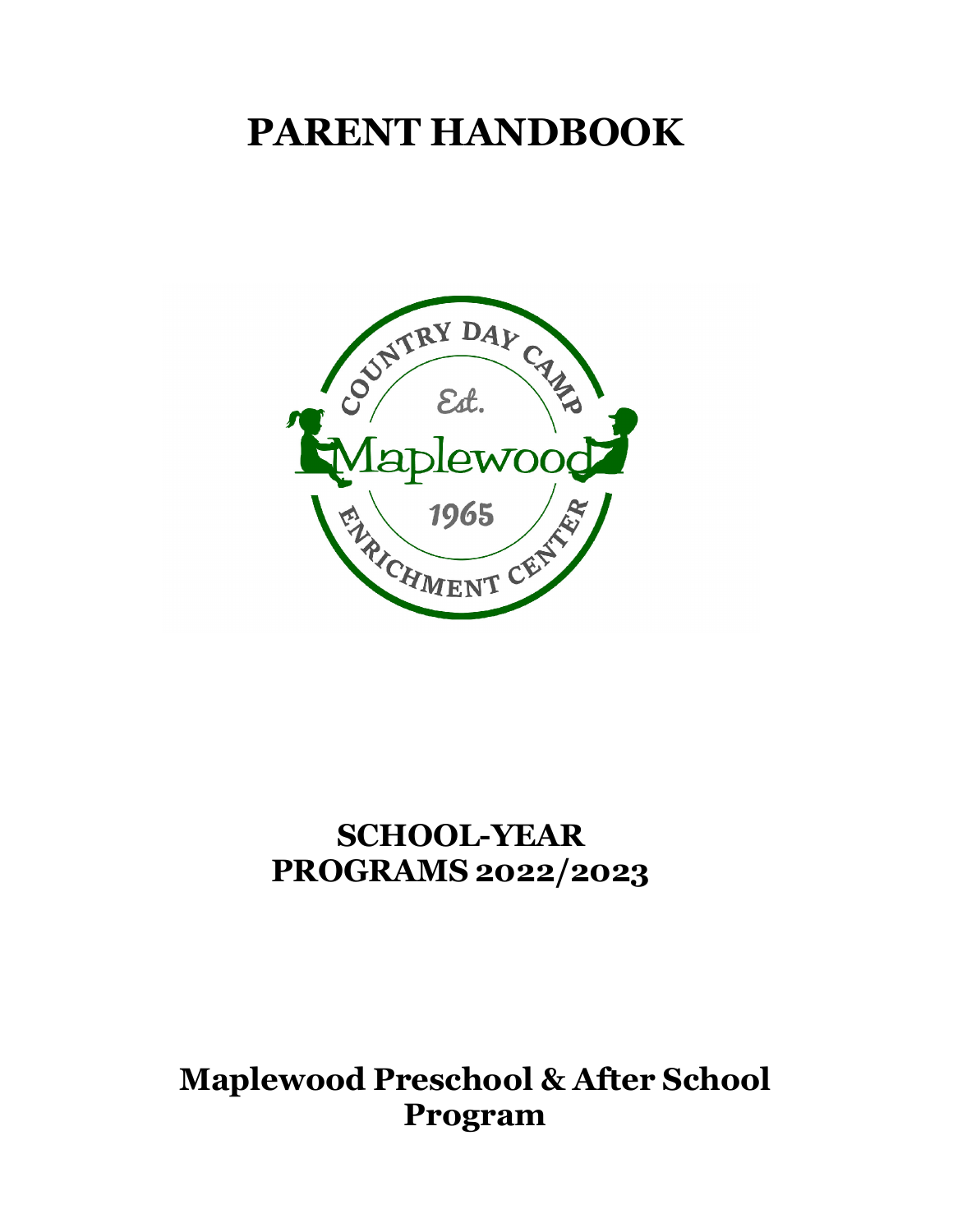# PARENT HANDBOOK

## SCHOOL-YEAR PROGRAMS 2022/2023

## Maplewood Preschool & After School Program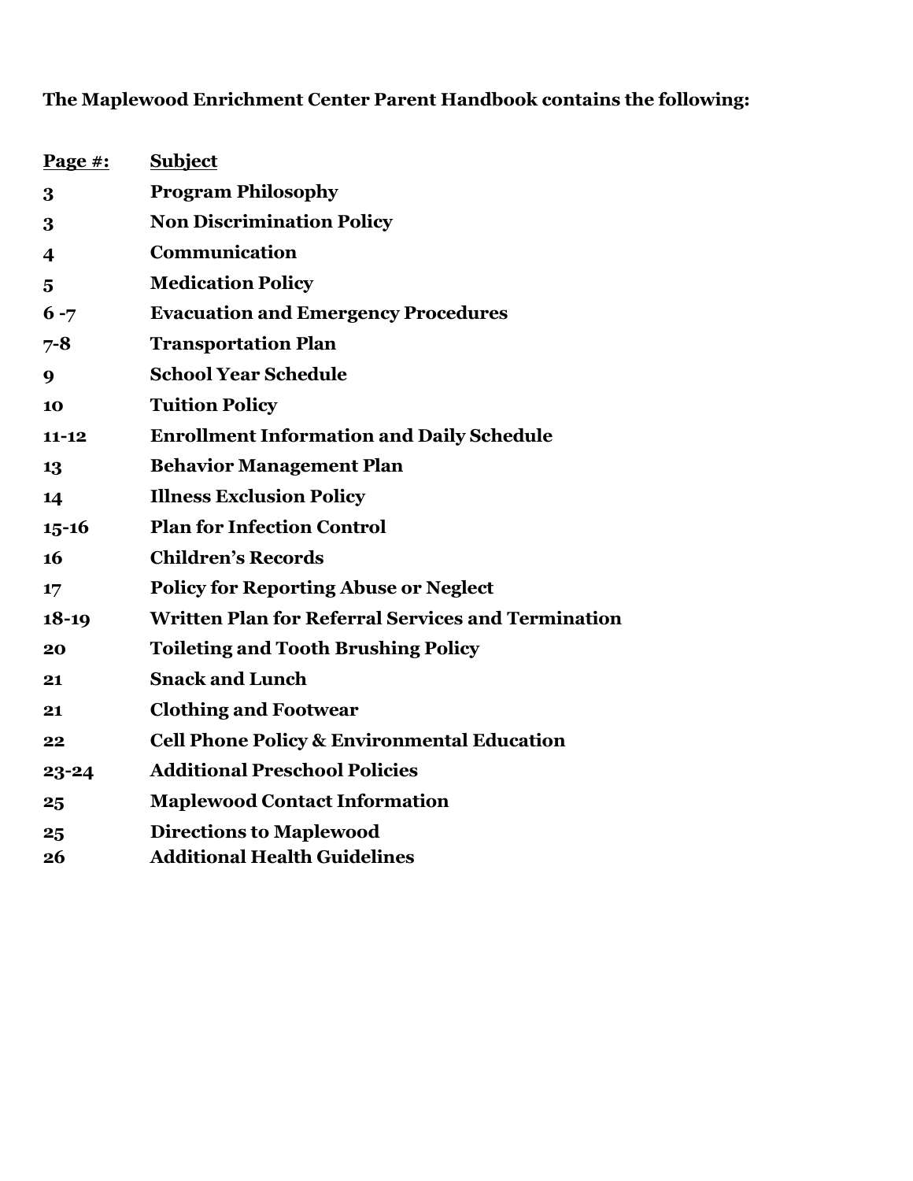**The Maplewood Enrichment Center Parent Handbook contains the following:**

| Page #: | Subject |
|---|---|
| 3 | Program Philosophy |
| 3 | Non Discrimination Policy |
| 4 | Communication |
| 5 | Medication Policy |
| 6 -7 | Evacuation and Emergency Procedures |
| 7-8 | Transportation Plan |
| 9 | School Year Schedule |
| 10 | Tuition Policy |
| 11-12 | Enrollment Information and Daily Schedule |
| 13 | Behavior Management Plan |
| 14 | Illness Exclusion Policy |
| 15-16 | Plan for Infection Control |
| 16 | Children's Records |
| 17 | Policy for Reporting Abuse or Neglect |
| 18-19 | Written Plan for Referral Services and Termination |
| 20 | Toileting and Tooth Brushing Policy |
| 21 | Snack and Lunch |
| 21 | Clothing and Footwear |
| 22 | Cell Phone Policy & Environmental Education |
| 23-24 | Additional Preschool Policies |
| 25 | Maplewood Contact Information |
| 25 | Directions to Maplewood |
| 26 | Additional Health Guidelines |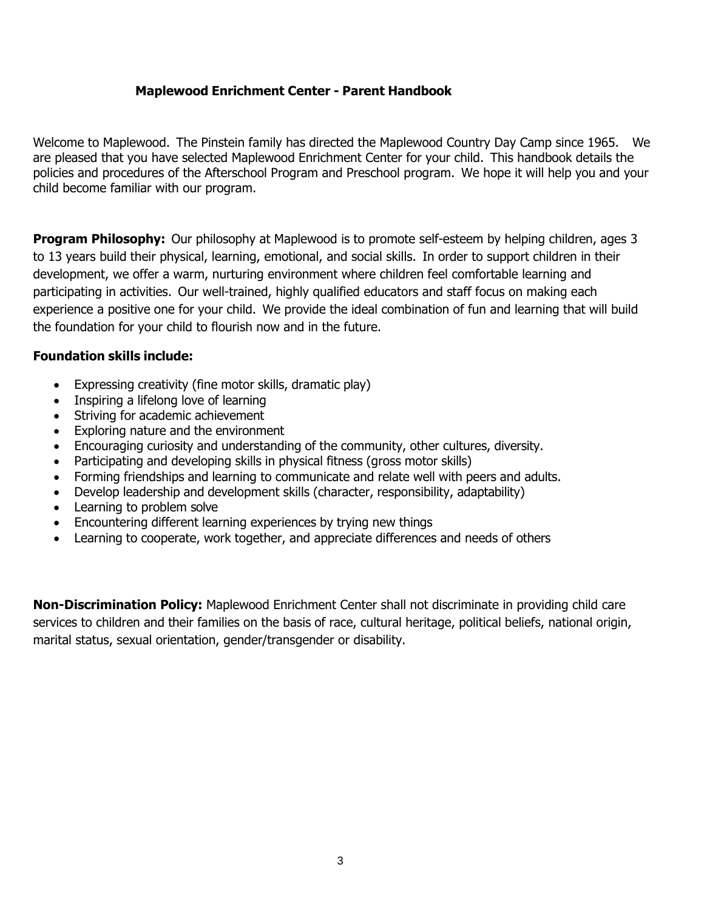# Maplewood Enrichment Center - Parent Handbook

Welcome to Maplewood. The Pinstein family has directed the Maplewood Country Day Camp since 1965. We are pleased that you have selected Maplewood Enrichment Center for your child. This handbook details the policies and procedures of the Afterschool Program and Preschool program. We hope it will help you and your child become familiar with our program.

**Program Philosophy:** Our philosophy at Maplewood is to promote self-esteem by helping children, ages 3 to 13 years build their physical, learning, emotional, and social skills. In order to support children in their development, we offer a warm, nurturing environment where children feel comfortable learning and participating in activities. Our well-trained, highly qualified educators and staff focus on making each experience a positive one for your child. We provide the ideal combination of fun and learning that will build the foundation for your child to flourish now and in the future.

**Foundation skills include:**

- Expressing creativity (fine motor skills, dramatic play)
- Inspiring a lifelong love of learning
- Striving for academic achievement
- Exploring nature and the environment
- Encouraging curiosity and understanding of the community, other cultures, diversity.
- Participating and developing skills in physical fitness (gross motor skills)
- Forming friendships and learning to communicate and relate well with peers and adults.
- Develop leadership and development skills (character, responsibility, adaptability)
- Learning to problem solve
- Encountering different learning experiences by trying new things
- Learning to cooperate, work together, and appreciate differences and needs of others

**Non-Discrimination Policy:** Maplewood Enrichment Center shall not discriminate in providing child care services to children and their families on the basis of race, cultural heritage, political beliefs, national origin, marital status, sexual orientation, gender/transgender or disability.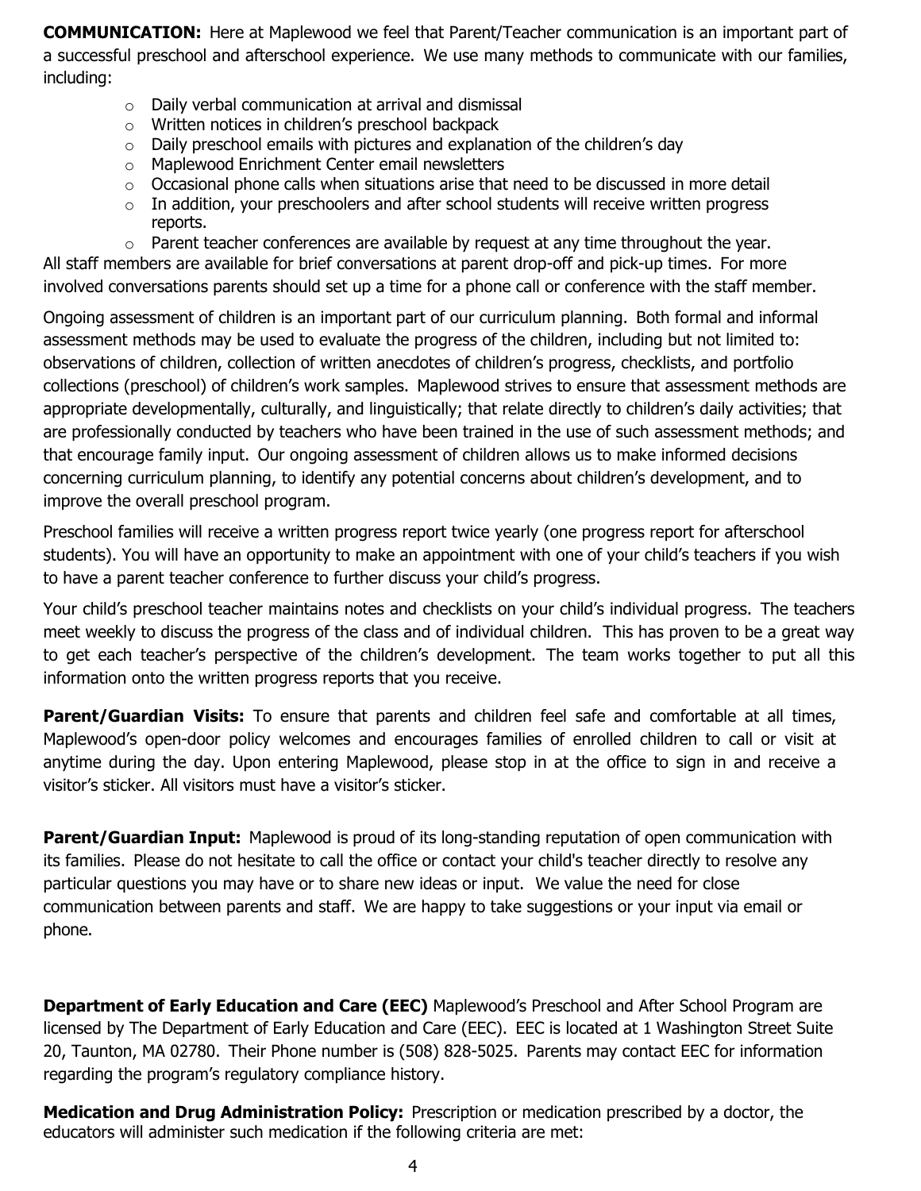**COMMUNICATION:** Here at Maplewood we feel that Parent/Teacher communication is an important part of a successful preschool and afterschool experience. We use many methods to communicate with our families, including:

- Daily verbal communication at arrival and dismissal
- Written notices in children's preschool backpack
- Daily preschool emails with pictures and explanation of the children's day
- Maplewood Enrichment Center email newsletters
- Occasional phone calls when situations arise that need to be discussed in more detail
- In addition, your preschoolers and after school students will receive written progress reports.
- Parent teacher conferences are available by request at any time throughout the year.

All staff members are available for brief conversations at parent drop-off and pick-up times. For more involved conversations parents should set up a time for a phone call or conference with the staff member.

Ongoing assessment of children is an important part of our curriculum planning. Both formal and informal assessment methods may be used to evaluate the progress of the children, including but not limited to: observations of children, collection of written anecdotes of children's progress, checklists, and portfolio collections (preschool) of children's work samples. Maplewood strives to ensure that assessment methods are appropriate developmentally, culturally, and linguistically; that relate directly to children's daily activities; that are professionally conducted by teachers who have been trained in the use of such assessment methods; and that encourage family input. Our ongoing assessment of children allows us to make informed decisions concerning curriculum planning, to identify any potential concerns about children's development, and to improve the overall preschool program.

Preschool families will receive a written progress report twice yearly (one progress report for afterschool students). You will have an opportunity to make an appointment with one of your child's teachers if you wish to have a parent teacher conference to further discuss your child's progress.

Your child's preschool teacher maintains notes and checklists on your child's individual progress. The teachers meet weekly to discuss the progress of the class and of individual children. This has proven to be a great way to get each teacher's perspective of the children's development. The team works together to put all this information onto the written progress reports that you receive.

**Parent/Guardian Visits:** To ensure that parents and children feel safe and comfortable at all times, Maplewood's open-door policy welcomes and encourages families of enrolled children to call or visit at anytime during the day. Upon entering Maplewood, please stop in at the office to sign in and receive a visitor's sticker. All visitors must have a visitor's sticker.

**Parent/Guardian Input:** Maplewood is proud of its long-standing reputation of open communication with its families. Please do not hesitate to call the office or contact your child's teacher directly to resolve any particular questions you may have or to share new ideas or input. We value the need for close communication between parents and staff. We are happy to take suggestions or your input via email or phone.

**Department of Early Education and Care (EEC)** Maplewood's Preschool and After School Program are licensed by The Department of Early Education and Care (EEC). EEC is located at 1 Washington Street Suite 20, Taunton, MA 02780. Their Phone number is (508) 828-5025. Parents may contact EEC for information regarding the program's regulatory compliance history.

**Medication and Drug Administration Policy:** Prescription or medication prescribed by a doctor, the educators will administer such medication if the following criteria are met: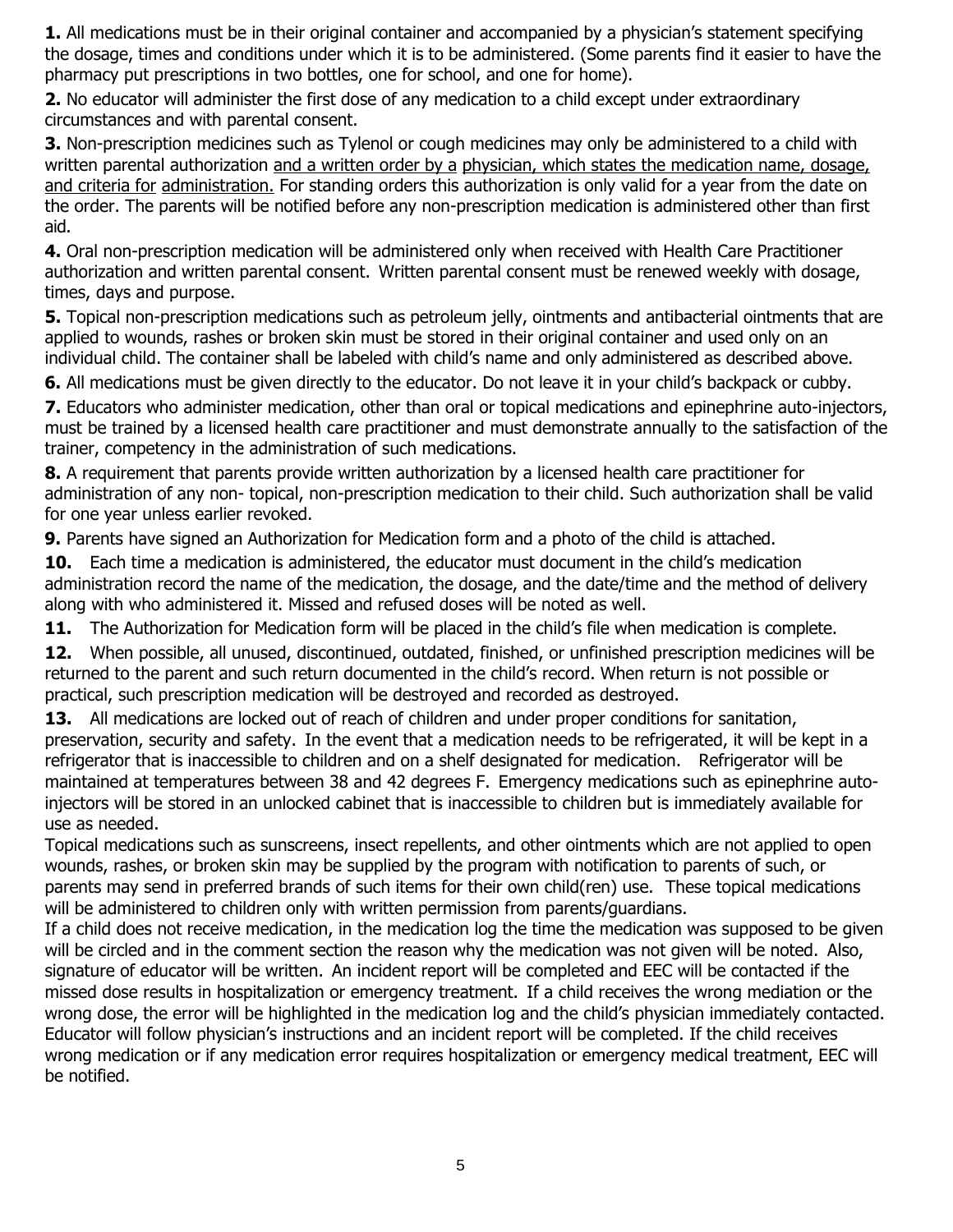**1.** All medications must be in their original container and accompanied by a physician's statement specifying the dosage, times and conditions under which it is to be administered. (Some parents find it easier to have the pharmacy put prescriptions in two bottles, one for school, and one for home).

**2.** No educator will administer the first dose of any medication to a child except under extraordinary circumstances and with parental consent.

**3.** Non-prescription medicines such as Tylenol or cough medicines may only be administered to a child with written parental authorization <u>and a written order by a physician, which states the medication name, dosage, and criteria for administration.</u> For standing orders this authorization is only valid for a year from the date on the order. The parents will be notified before any non-prescription medication is administered other than first aid.

**4.** Oral non-prescription medication will be administered only when received with Health Care Practitioner authorization and written parental consent. Written parental consent must be renewed weekly with dosage, times, days and purpose.

**5.** Topical non-prescription medications such as petroleum jelly, ointments and antibacterial ointments that are applied to wounds, rashes or broken skin must be stored in their original container and used only on an individual child. The container shall be labeled with child's name and only administered as described above.

**6.** All medications must be given directly to the educator. Do not leave it in your child's backpack or cubby.

**7.** Educators who administer medication, other than oral or topical medications and epinephrine auto-injectors, must be trained by a licensed health care practitioner and must demonstrate annually to the satisfaction of the trainer, competency in the administration of such medications.

**8.** A requirement that parents provide written authorization by a licensed health care practitioner for administration of any non- topical, non-prescription medication to their child. Such authorization shall be valid for one year unless earlier revoked.

**9.** Parents have signed an Authorization for Medication form and a photo of the child is attached.

**10.** Each time a medication is administered, the educator must document in the child's medication administration record the name of the medication, the dosage, and the date/time and the method of delivery along with who administered it. Missed and refused doses will be noted as well.

**11.** The Authorization for Medication form will be placed in the child's file when medication is complete.

**12.** When possible, all unused, discontinued, outdated, finished, or unfinished prescription medicines will be returned to the parent and such return documented in the child's record. When return is not possible or practical, such prescription medication will be destroyed and recorded as destroyed.

**13.** All medications are locked out of reach of children and under proper conditions for sanitation, preservation, security and safety. In the event that a medication needs to be refrigerated, it will be kept in a refrigerator that is inaccessible to children and on a shelf designated for medication. Refrigerator will be maintained at temperatures between 38 and 42 degrees F. Emergency medications such as epinephrine auto-injectors will be stored in an unlocked cabinet that is inaccessible to children but is immediately available for use as needed.

Topical medications such as sunscreens, insect repellents, and other ointments which are not applied to open wounds, rashes, or broken skin may be supplied by the program with notification to parents of such, or parents may send in preferred brands of such items for their own child(ren) use. These topical medications will be administered to children only with written permission from parents/guardians.

If a child does not receive medication, in the medication log the time the medication was supposed to be given will be circled and in the comment section the reason why the medication was not given will be noted. Also, signature of educator will be written. An incident report will be completed and EEC will be contacted if the missed dose results in hospitalization or emergency treatment. If a child receives the wrong mediation or the wrong dose, the error will be highlighted in the medication log and the child's physician immediately contacted. Educator will follow physician's instructions and an incident report will be completed. If the child receives wrong medication or if any medication error requires hospitalization or emergency medical treatment, EEC will be notified.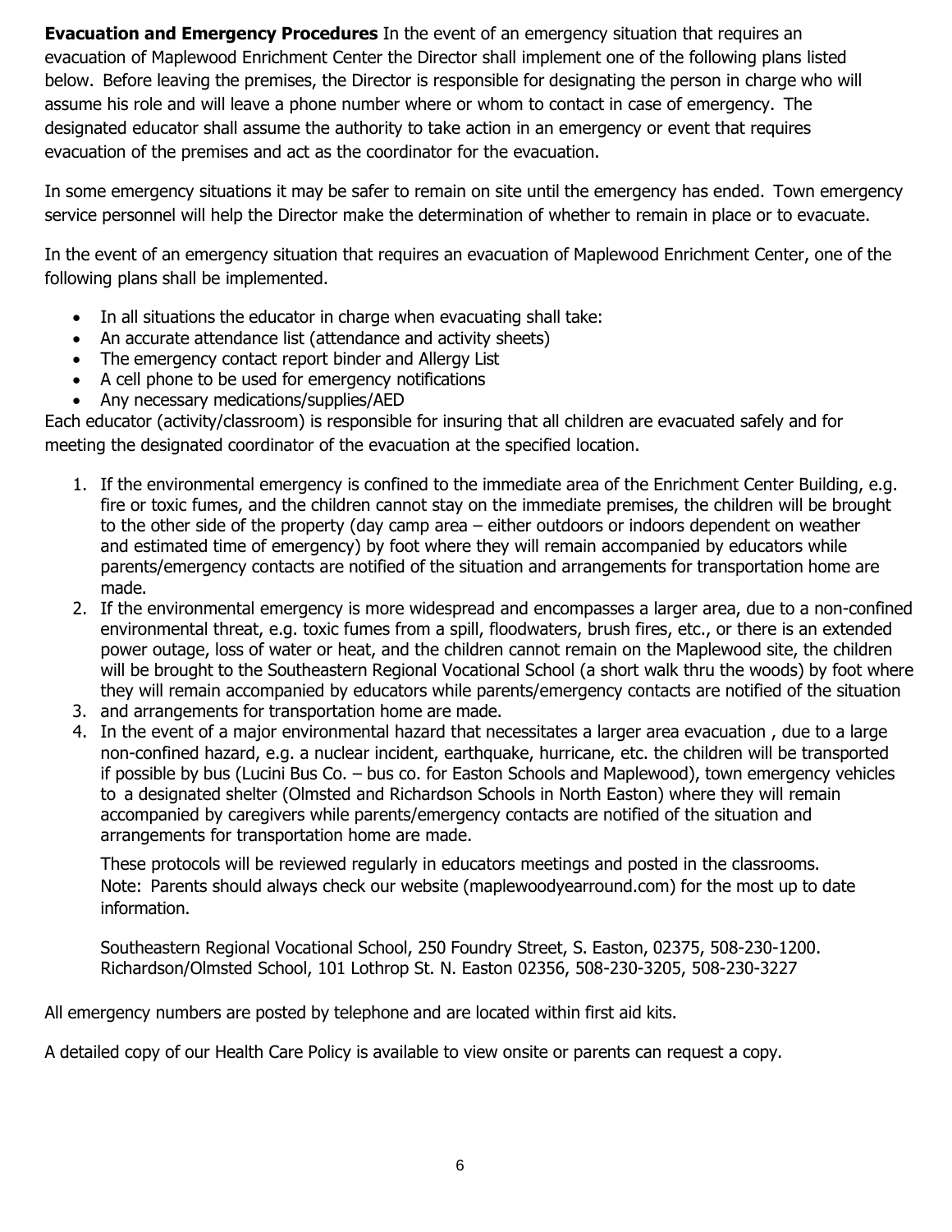**Evacuation and Emergency Procedures** In the event of an emergency situation that requires an evacuation of Maplewood Enrichment Center the Director shall implement one of the following plans listed below. Before leaving the premises, the Director is responsible for designating the person in charge who will assume his role and will leave a phone number where or whom to contact in case of emergency. The designated educator shall assume the authority to take action in an emergency or event that requires evacuation of the premises and act as the coordinator for the evacuation.

In some emergency situations it may be safer to remain on site until the emergency has ended. Town emergency service personnel will help the Director make the determination of whether to remain in place or to evacuate.

In the event of an emergency situation that requires an evacuation of Maplewood Enrichment Center, one of the following plans shall be implemented.

- In all situations the educator in charge when evacuating shall take:
- An accurate attendance list (attendance and activity sheets)
- The emergency contact report binder and Allergy List
- A cell phone to be used for emergency notifications
- Any necessary medications/supplies/AED

Each educator (activity/classroom) is responsible for insuring that all children are evacuated safely and for meeting the designated coordinator of the evacuation at the specified location.

1. If the environmental emergency is confined to the immediate area of the Enrichment Center Building, e.g. fire or toxic fumes, and the children cannot stay on the immediate premises, the children will be brought to the other side of the property (day camp area – either outdoors or indoors dependent on weather and estimated time of emergency) by foot where they will remain accompanied by educators while parents/emergency contacts are notified of the situation and arrangements for transportation home are made.
2. If the environmental emergency is more widespread and encompasses a larger area, due to a non-confined environmental threat, e.g. toxic fumes from a spill, floodwaters, brush fires, etc., or there is an extended power outage, loss of water or heat, and the children cannot remain on the Maplewood site, the children will be brought to the Southeastern Regional Vocational School (a short walk thru the woods) by foot where they will remain accompanied by educators while parents/emergency contacts are notified of the situation
3. and arrangements for transportation home are made.
4. In the event of a major environmental hazard that necessitates a larger area evacuation , due to a large non-confined hazard, e.g. a nuclear incident, earthquake, hurricane, etc. the children will be transported if possible by bus (Lucini Bus Co. – bus co. for Easton Schools and Maplewood), town emergency vehicles to a designated shelter (Olmsted and Richardson Schools in North Easton) where they will remain accompanied by caregivers while parents/emergency contacts are notified of the situation and arrangements for transportation home are made.

   These protocols will be reviewed regularly in educators meetings and posted in the classrooms.
   Note: Parents should always check our website (maplewoodyearround.com) for the most up to date information.

   Southeastern Regional Vocational School, 250 Foundry Street, S. Easton, 02375, 508-230-1200.
   Richardson/Olmsted School, 101 Lothrop St. N. Easton 02356, 508-230-3205, 508-230-3227

All emergency numbers are posted by telephone and are located within first aid kits.

A detailed copy of our Health Care Policy is available to view onsite or parents can request a copy.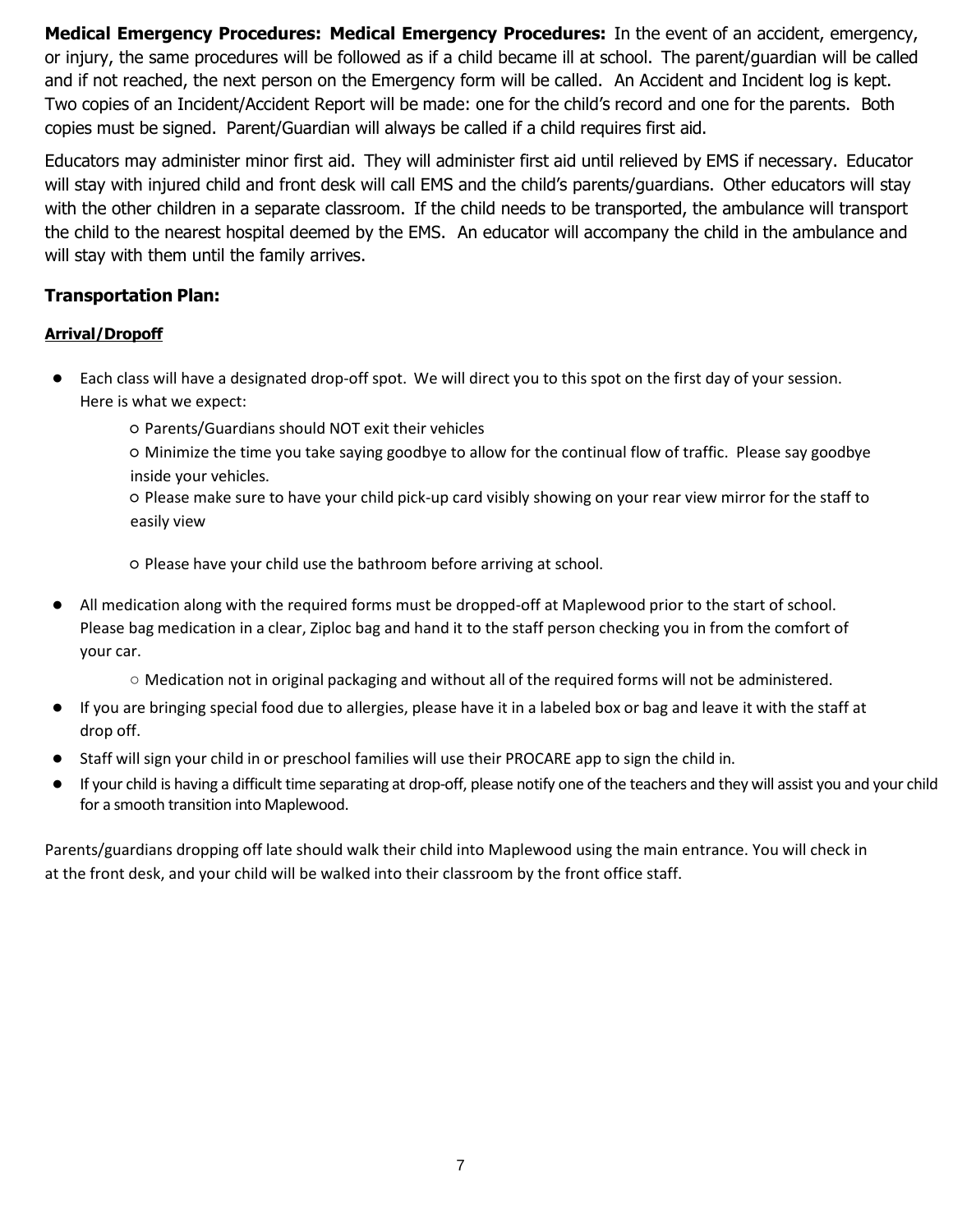**Medical Emergency Procedures: Medical Emergency Procedures:** In the event of an accident, emergency, or injury, the same procedures will be followed as if a child became ill at school. The parent/guardian will be called and if not reached, the next person on the Emergency form will be called. An Accident and Incident log is kept. Two copies of an Incident/Accident Report will be made: one for the child's record and one for the parents. Both copies must be signed. Parent/Guardian will always be called if a child requires first aid.

Educators may administer minor first aid. They will administer first aid until relieved by EMS if necessary. Educator will stay with injured child and front desk will call EMS and the child's parents/guardians. Other educators will stay with the other children in a separate classroom. If the child needs to be transported, the ambulance will transport the child to the nearest hospital deemed by the EMS. An educator will accompany the child in the ambulance and will stay with them until the family arrives.

### Transportation Plan:

**Arrival/Dropoff**

- Each class will have a designated drop-off spot. We will direct you to this spot on the first day of your session. Here is what we expect:
  - Parents/Guardians should NOT exit their vehicles
  - Minimize the time you take saying goodbye to allow for the continual flow of traffic. Please say goodbye inside your vehicles.
  - Please make sure to have your child pick-up card visibly showing on your rear view mirror for the staff to easily view
  - Please have your child use the bathroom before arriving at school.
- All medication along with the required forms must be dropped-off at Maplewood prior to the start of school. Please bag medication in a clear, Ziploc bag and hand it to the staff person checking you in from the comfort of your car.
  - Medication not in original packaging and without all of the required forms will not be administered.
- If you are bringing special food due to allergies, please have it in a labeled box or bag and leave it with the staff at drop off.
- Staff will sign your child in or preschool families will use their PROCARE app to sign the child in.
- If your child is having a difficult time separating at drop-off, please notify one of the teachers and they will assist you and your child for a smooth transition into Maplewood.

Parents/guardians dropping off late should walk their child into Maplewood using the main entrance. You will check in at the front desk, and your child will be walked into their classroom by the front office staff.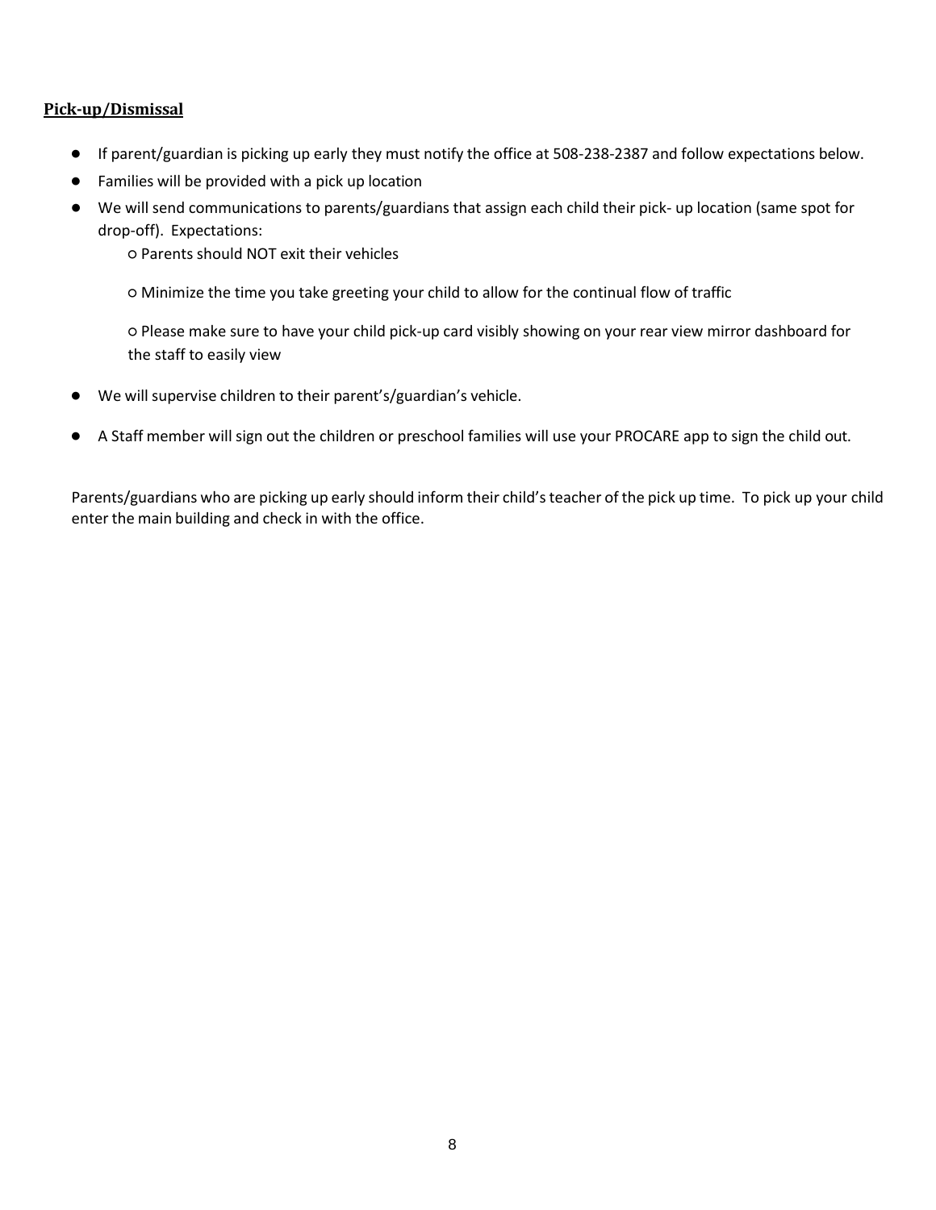## Pick-up/Dismissal

- If parent/guardian is picking up early they must notify the office at 508-238-2387 and follow expectations below.
- Families will be provided with a pick up location
- We will send communications to parents/guardians that assign each child their pick- up location (same spot for drop-off). Expectations:
  - Parents should NOT exit their vehicles
  - Minimize the time you take greeting your child to allow for the continual flow of traffic
  - Please make sure to have your child pick-up card visibly showing on your rear view mirror dashboard for the staff to easily view
- We will supervise children to their parent's/guardian's vehicle.
- A Staff member will sign out the children or preschool families will use your PROCARE app to sign the child out.

Parents/guardians who are picking up early should inform their child's teacher of the pick up time. To pick up your child enter the main building and check in with the office.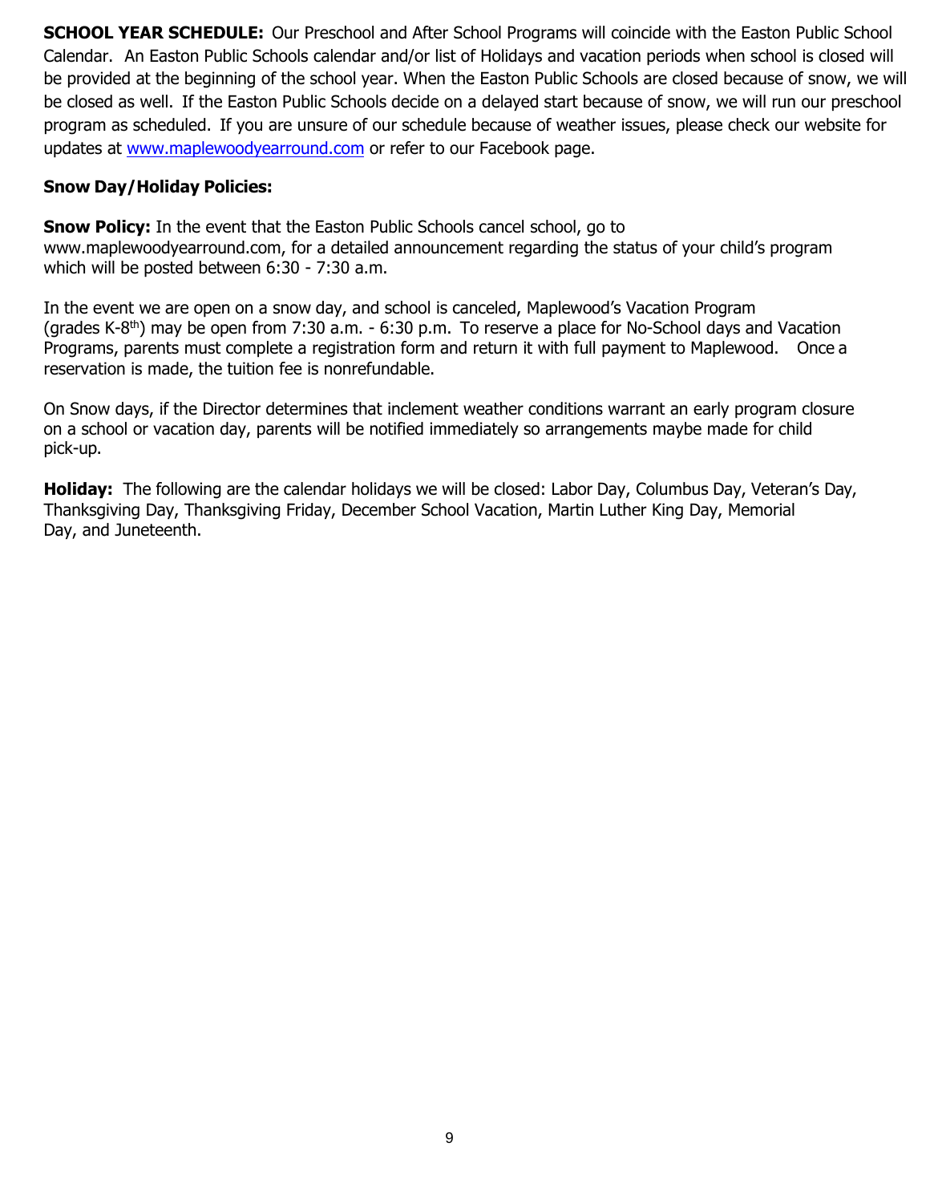**SCHOOL YEAR SCHEDULE:** Our Preschool and After School Programs will coincide with the Easton Public School Calendar. An Easton Public Schools calendar and/or list of Holidays and vacation periods when school is closed will be provided at the beginning of the school year. When the Easton Public Schools are closed because of snow, we will be closed as well. If the Easton Public Schools decide on a delayed start because of snow, we will run our preschool program as scheduled. If you are unsure of our schedule because of weather issues, please check our website for updates at www.maplewoodyearround.com or refer to our Facebook page.

**Snow Day/Holiday Policies:**

**Snow Policy:** In the event that the Easton Public Schools cancel school, go to www.maplewoodyearround.com, for a detailed announcement regarding the status of your child's program which will be posted between 6:30 - 7:30 a.m.

In the event we are open on a snow day, and school is canceled, Maplewood's Vacation Program (grades K-8th) may be open from 7:30 a.m. - 6:30 p.m. To reserve a place for No-School days and Vacation Programs, parents must complete a registration form and return it with full payment to Maplewood. Once a reservation is made, the tuition fee is nonrefundable.

On Snow days, if the Director determines that inclement weather conditions warrant an early program closure on a school or vacation day, parents will be notified immediately so arrangements maybe made for child pick-up.

**Holiday:** The following are the calendar holidays we will be closed: Labor Day, Columbus Day, Veteran's Day, Thanksgiving Day, Thanksgiving Friday, December School Vacation, Martin Luther King Day, Memorial Day, and Juneteenth.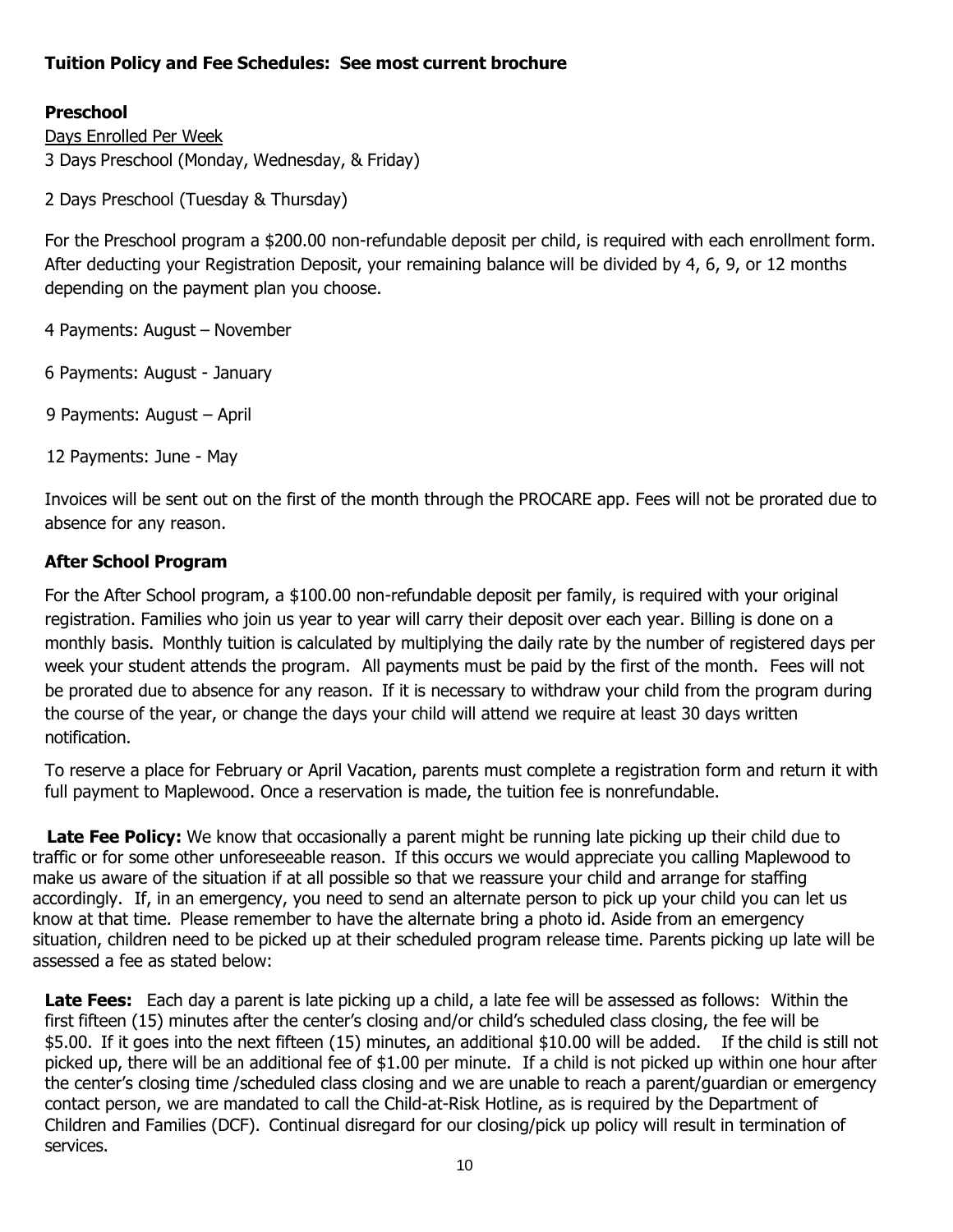**Tuition Policy and Fee Schedules: See most current brochure**

**Preschool**

Days Enrolled Per Week

3 Days Preschool (Monday, Wednesday, & Friday)

2 Days Preschool (Tuesday & Thursday)

For the Preschool program a $200.00 non-refundable deposit per child, is required with each enrollment form. After deducting your Registration Deposit, your remaining balance will be divided by 4, 6, 9, or 12 months depending on the payment plan you choose.

4 Payments: August – November

6 Payments: August - January

9 Payments: August – April

12 Payments: June - May

Invoices will be sent out on the first of the month through the PROCARE app. Fees will not be prorated due to absence for any reason.

**After School Program**

For the After School program, a $100.00 non-refundable deposit per family, is required with your original registration. Families who join us year to year will carry their deposit over each year. Billing is done on a monthly basis. Monthly tuition is calculated by multiplying the daily rate by the number of registered days per week your student attends the program. All payments must be paid by the first of the month. Fees will not be prorated due to absence for any reason. If it is necessary to withdraw your child from the program during the course of the year, or change the days your child will attend we require at least 30 days written notification.

To reserve a place for February or April Vacation, parents must complete a registration form and return it with full payment to Maplewood. Once a reservation is made, the tuition fee is nonrefundable.

**Late Fee Policy:** We know that occasionally a parent might be running late picking up their child due to traffic or for some other unforeseeable reason. If this occurs we would appreciate you calling Maplewood to make us aware of the situation if at all possible so that we reassure your child and arrange for staffing accordingly. If, in an emergency, you need to send an alternate person to pick up your child you can let us know at that time. Please remember to have the alternate bring a photo id. Aside from an emergency situation, children need to be picked up at their scheduled program release time. Parents picking up late will be assessed a fee as stated below:

**Late Fees:** Each day a parent is late picking up a child, a late fee will be assessed as follows: Within the first fifteen (15) minutes after the center's closing and/or child's scheduled class closing, the fee will be $5.00. If it goes into the next fifteen (15) minutes, an additional $10.00 will be added. If the child is still not picked up, there will be an additional fee of $1.00 per minute. If a child is not picked up within one hour after the center's closing time /scheduled class closing and we are unable to reach a parent/guardian or emergency contact person, we are mandated to call the Child-at-Risk Hotline, as is required by the Department of Children and Families (DCF). Continual disregard for our closing/pick up policy will result in termination of services.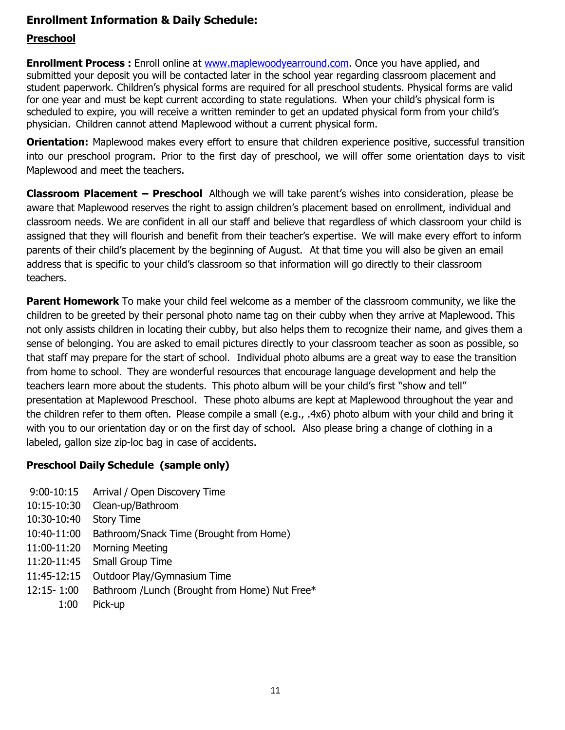## Enrollment Information & Daily Schedule:

### Preschool

**Enrollment Process :** Enroll online at [www.maplewoodyearround.com](www.maplewoodyearround.com). Once you have applied, and submitted your deposit you will be contacted later in the school year regarding classroom placement and student paperwork. Children's physical forms are required for all preschool students. Physical forms are valid for one year and must be kept current according to state regulations. When your child's physical form is scheduled to expire, you will receive a written reminder to get an updated physical form from your child's physician. Children cannot attend Maplewood without a current physical form.

**Orientation:** Maplewood makes every effort to ensure that children experience positive, successful transition into our preschool program. Prior to the first day of preschool, we will offer some orientation days to visit Maplewood and meet the teachers.

**Classroom Placement – Preschool** Although we will take parent's wishes into consideration, please be aware that Maplewood reserves the right to assign children's placement based on enrollment, individual and classroom needs. We are confident in all our staff and believe that regardless of which classroom your child is assigned that they will flourish and benefit from their teacher's expertise. We will make every effort to inform parents of their child's placement by the beginning of August. At that time you will also be given an email address that is specific to your child's classroom so that information will go directly to their classroom teachers.

**Parent Homework** To make your child feel welcome as a member of the classroom community, we like the children to be greeted by their personal photo name tag on their cubby when they arrive at Maplewood. This not only assists children in locating their cubby, but also helps them to recognize their name, and gives them a sense of belonging. You are asked to email pictures directly to your classroom teacher as soon as possible, so that staff may prepare for the start of school. Individual photo albums are a great way to ease the transition from home to school. They are wonderful resources that encourage language development and help the teachers learn more about the students. This photo album will be your child's first "show and tell" presentation at Maplewood Preschool. These photo albums are kept at Maplewood throughout the year and the children refer to them often. Please compile a small (e.g., .4x6) photo album with your child and bring it with you to our orientation day or on the first day of school. Also please bring a change of clothing in a labeled, gallon size zip-loc bag in case of accidents.

### Preschool Daily Schedule (sample only)

| | |
|---|---|
| 9:00-10:15 | Arrival / Open Discovery Time |
| 10:15-10:30 | Clean-up/Bathroom |
| 10:30-10:40 | Story Time |
| 10:40-11:00 | Bathroom/Snack Time (Brought from Home) |
| 11:00-11:20 | Morning Meeting |
| 11:20-11:45 | Small Group Time |
| 11:45-12:15 | Outdoor Play/Gymnasium Time |
| 12:15- 1:00 | Bathroom /Lunch (Brought from Home) Nut Free* |
| 1:00 | Pick-up |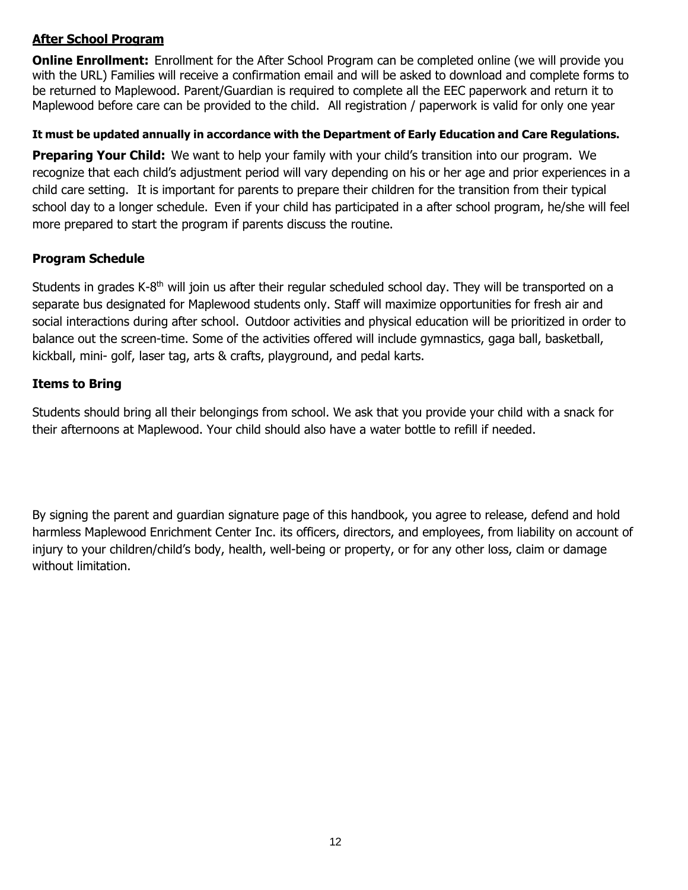## After School Program

**Online Enrollment:** Enrollment for the After School Program can be completed online (we will provide you with the URL) Families will receive a confirmation email and will be asked to download and complete forms to be returned to Maplewood. Parent/Guardian is required to complete all the EEC paperwork and return it to Maplewood before care can be provided to the child. All registration / paperwork is valid for only one year

**It must be updated annually in accordance with the Department of Early Education and Care Regulations.**

**Preparing Your Child:** We want to help your family with your child's transition into our program. We recognize that each child's adjustment period will vary depending on his or her age and prior experiences in a child care setting. It is important for parents to prepare their children for the transition from their typical school day to a longer schedule. Even if your child has participated in a after school program, he/she will feel more prepared to start the program if parents discuss the routine.

### Program Schedule

Students in grades K-8th will join us after their regular scheduled school day. They will be transported on a separate bus designated for Maplewood students only. Staff will maximize opportunities for fresh air and social interactions during after school. Outdoor activities and physical education will be prioritized in order to balance out the screen-time. Some of the activities offered will include gymnastics, gaga ball, basketball, kickball, mini- golf, laser tag, arts & crafts, playground, and pedal karts.

### Items to Bring

Students should bring all their belongings from school. We ask that you provide your child with a snack for their afternoons at Maplewood. Your child should also have a water bottle to refill if needed.

By signing the parent and guardian signature page of this handbook, you agree to release, defend and hold harmless Maplewood Enrichment Center Inc. its officers, directors, and employees, from liability on account of injury to your children/child's body, health, well-being or property, or for any other loss, claim or damage without limitation.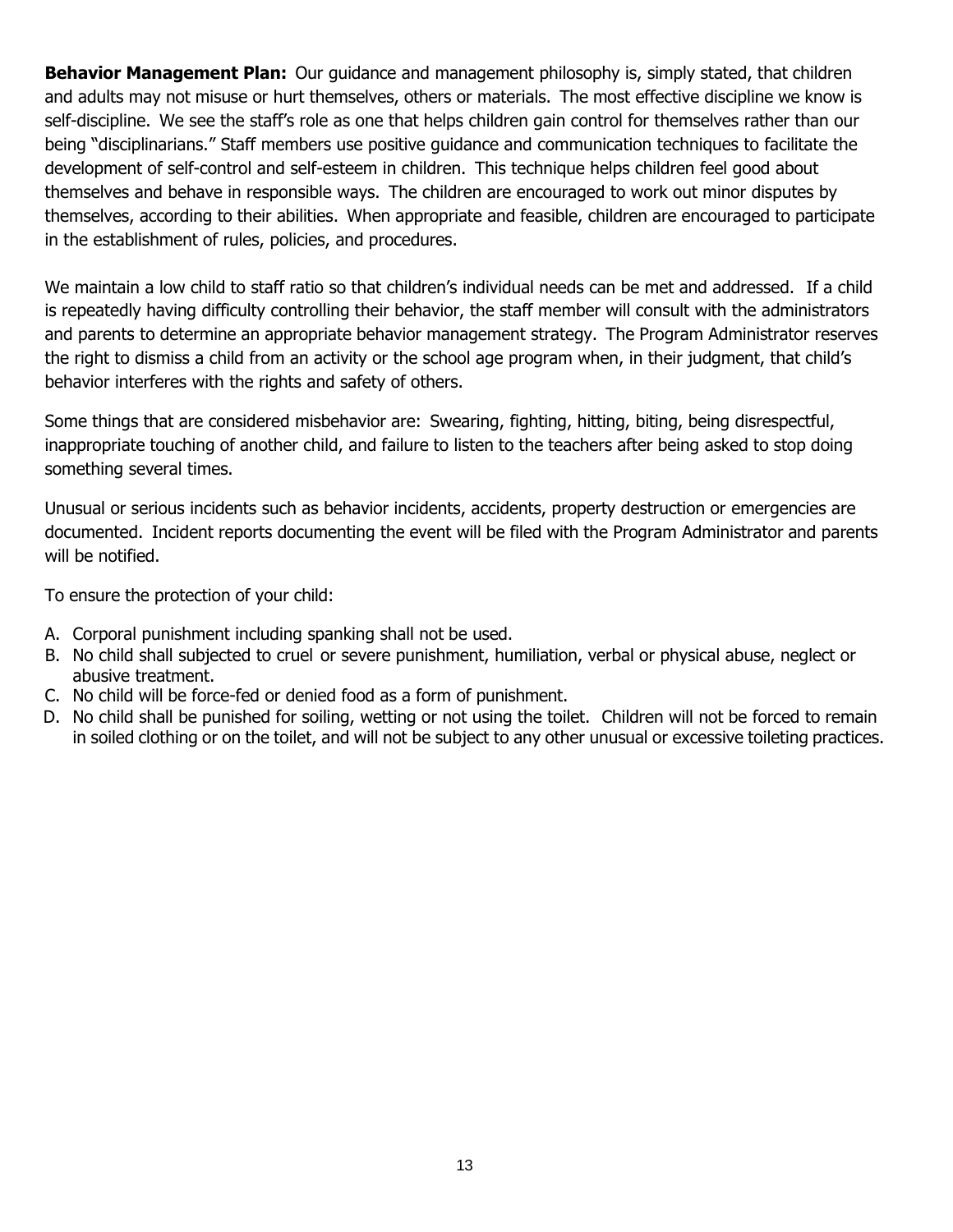**Behavior Management Plan:** Our guidance and management philosophy is, simply stated, that children and adults may not misuse or hurt themselves, others or materials. The most effective discipline we know is self-discipline. We see the staff's role as one that helps children gain control for themselves rather than our being "disciplinarians." Staff members use positive guidance and communication techniques to facilitate the development of self-control and self-esteem in children. This technique helps children feel good about themselves and behave in responsible ways. The children are encouraged to work out minor disputes by themselves, according to their abilities. When appropriate and feasible, children are encouraged to participate in the establishment of rules, policies, and procedures.

We maintain a low child to staff ratio so that children's individual needs can be met and addressed. If a child is repeatedly having difficulty controlling their behavior, the staff member will consult with the administrators and parents to determine an appropriate behavior management strategy. The Program Administrator reserves the right to dismiss a child from an activity or the school age program when, in their judgment, that child's behavior interferes with the rights and safety of others.

Some things that are considered misbehavior are: Swearing, fighting, hitting, biting, being disrespectful, inappropriate touching of another child, and failure to listen to the teachers after being asked to stop doing something several times.

Unusual or serious incidents such as behavior incidents, accidents, property destruction or emergencies are documented. Incident reports documenting the event will be filed with the Program Administrator and parents will be notified.

To ensure the protection of your child:

A. Corporal punishment including spanking shall not be used.
B. No child shall subjected to cruel or severe punishment, humiliation, verbal or physical abuse, neglect or abusive treatment.
C. No child will be force-fed or denied food as a form of punishment.
D. No child shall be punished for soiling, wetting or not using the toilet. Children will not be forced to remain in soiled clothing or on the toilet, and will not be subject to any other unusual or excessive toileting practices.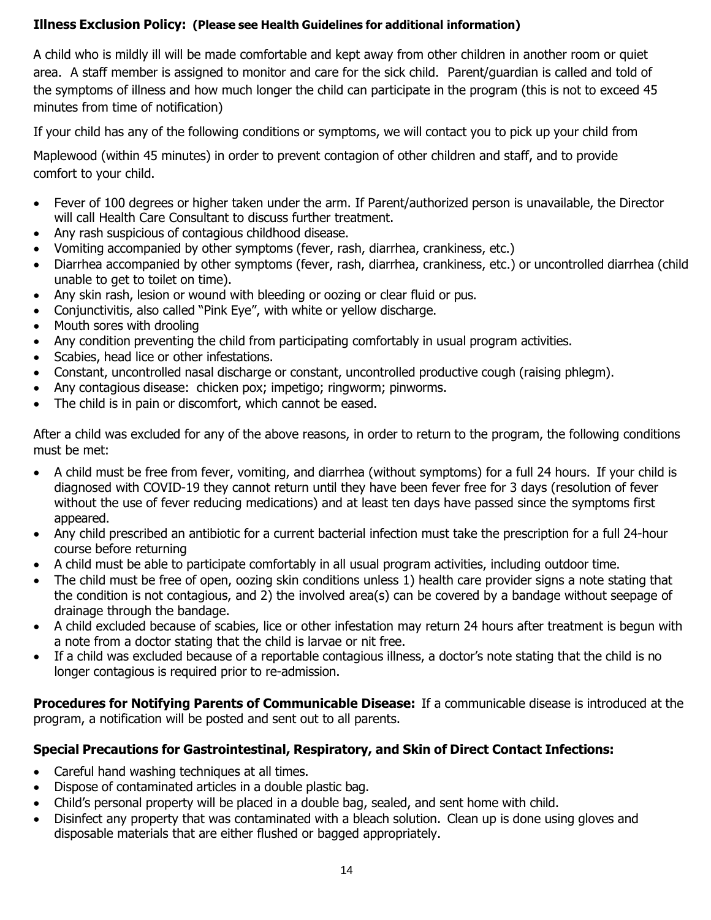**Illness Exclusion Policy: (Please see Health Guidelines for additional information)**

A child who is mildly ill will be made comfortable and kept away from other children in another room or quiet area. A staff member is assigned to monitor and care for the sick child. Parent/guardian is called and told of the symptoms of illness and how much longer the child can participate in the program (this is not to exceed 45 minutes from time of notification)

If your child has any of the following conditions or symptoms, we will contact you to pick up your child from Maplewood (within 45 minutes) in order to prevent contagion of other children and staff, and to provide comfort to your child.

- Fever of 100 degrees or higher taken under the arm. If Parent/authorized person is unavailable, the Director will call Health Care Consultant to discuss further treatment.
- Any rash suspicious of contagious childhood disease.
- Vomiting accompanied by other symptoms (fever, rash, diarrhea, crankiness, etc.)
- Diarrhea accompanied by other symptoms (fever, rash, diarrhea, crankiness, etc.) or uncontrolled diarrhea (child unable to get to toilet on time).
- Any skin rash, lesion or wound with bleeding or oozing or clear fluid or pus.
- Conjunctivitis, also called "Pink Eye", with white or yellow discharge.
- Mouth sores with drooling
- Any condition preventing the child from participating comfortably in usual program activities.
- Scabies, head lice or other infestations.
- Constant, uncontrolled nasal discharge or constant, uncontrolled productive cough (raising phlegm).
- Any contagious disease: chicken pox; impetigo; ringworm; pinworms.
- The child is in pain or discomfort, which cannot be eased.

After a child was excluded for any of the above reasons, in order to return to the program, the following conditions must be met:

- A child must be free from fever, vomiting, and diarrhea (without symptoms) for a full 24 hours. If your child is diagnosed with COVID-19 they cannot return until they have been fever free for 3 days (resolution of fever without the use of fever reducing medications) and at least ten days have passed since the symptoms first appeared.
- Any child prescribed an antibiotic for a current bacterial infection must take the prescription for a full 24-hour course before returning
- A child must be able to participate comfortably in all usual program activities, including outdoor time.
- The child must be free of open, oozing skin conditions unless 1) health care provider signs a note stating that the condition is not contagious, and 2) the involved area(s) can be covered by a bandage without seepage of drainage through the bandage.
- A child excluded because of scabies, lice or other infestation may return 24 hours after treatment is begun with a note from a doctor stating that the child is larvae or nit free.
- If a child was excluded because of a reportable contagious illness, a doctor's note stating that the child is no longer contagious is required prior to re-admission.

**Procedures for Notifying Parents of Communicable Disease:** If a communicable disease is introduced at the program, a notification will be posted and sent out to all parents.

**Special Precautions for Gastrointestinal, Respiratory, and Skin of Direct Contact Infections:**

- Careful hand washing techniques at all times.
- Dispose of contaminated articles in a double plastic bag.
- Child's personal property will be placed in a double bag, sealed, and sent home with child.
- Disinfect any property that was contaminated with a bleach solution. Clean up is done using gloves and disposable materials that are either flushed or bagged appropriately.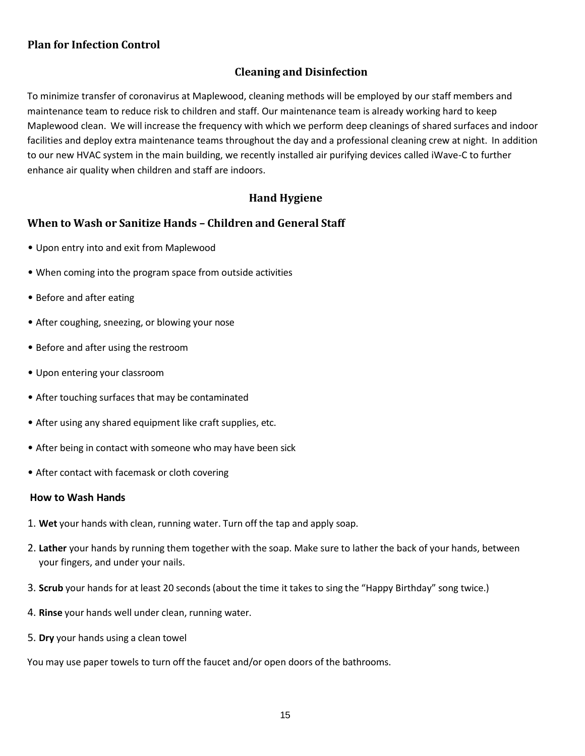## Plan for Infection Control

### Cleaning and Disinfection

To minimize transfer of coronavirus at Maplewood, cleaning methods will be employed by our staff members and maintenance team to reduce risk to children and staff. Our maintenance team is already working hard to keep Maplewood clean. We will increase the frequency with which we perform deep cleanings of shared surfaces and indoor facilities and deploy extra maintenance teams throughout the day and a professional cleaning crew at night. In addition to our new HVAC system in the main building, we recently installed air purifying devices called iWave-C to further enhance air quality when children and staff are indoors.

### Hand Hygiene

### When to Wash or Sanitize Hands – Children and General Staff

- Upon entry into and exit from Maplewood
- When coming into the program space from outside activities
- Before and after eating
- After coughing, sneezing, or blowing your nose
- Before and after using the restroom
- Upon entering your classroom
- After touching surfaces that may be contaminated
- After using any shared equipment like craft supplies, etc.
- After being in contact with someone who may have been sick
- After contact with facemask or cloth covering

**How to Wash Hands**

1. **Wet** your hands with clean, running water. Turn off the tap and apply soap.
2. **Lather** your hands by running them together with the soap. Make sure to lather the back of your hands, between your fingers, and under your nails.
3. **Scrub** your hands for at least 20 seconds (about the time it takes to sing the "Happy Birthday" song twice.)
4. **Rinse** your hands well under clean, running water.
5. **Dry** your hands using a clean towel

You may use paper towels to turn off the faucet and/or open doors of the bathrooms.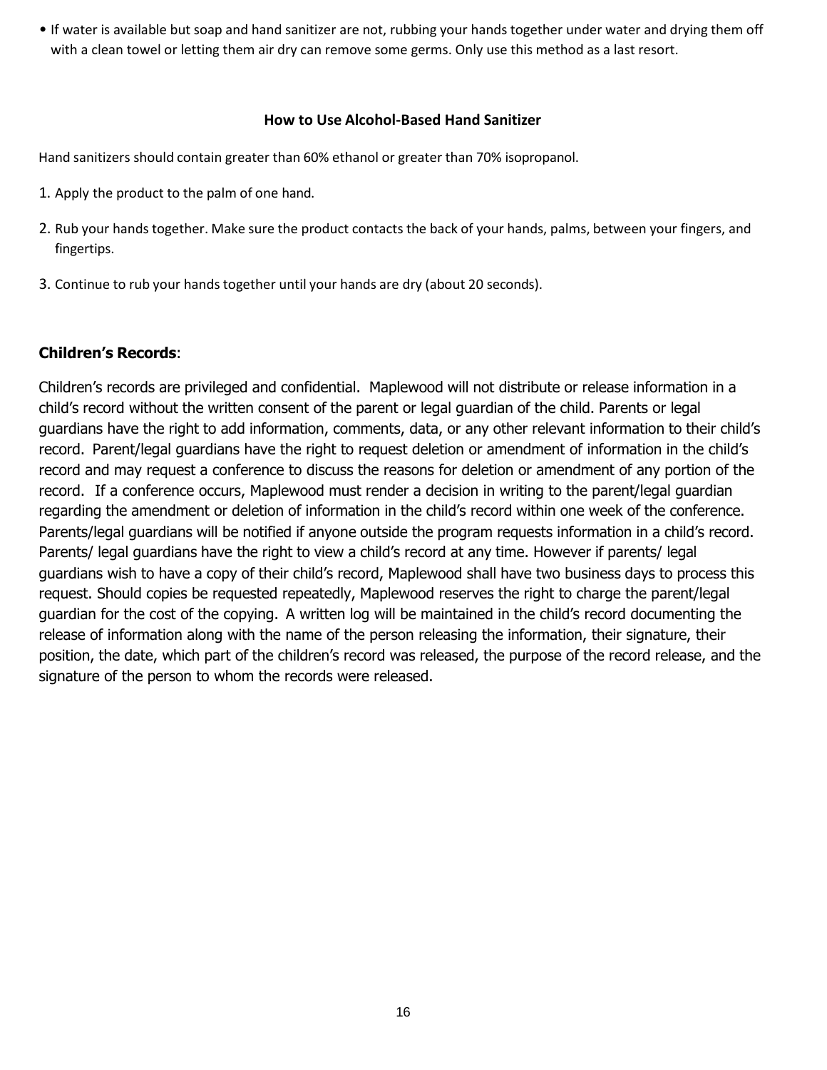- If water is available but soap and hand sanitizer are not, rubbing your hands together under water and drying them off with a clean towel or letting them air dry can remove some germs. Only use this method as a last resort.

### How to Use Alcohol-Based Hand Sanitizer

Hand sanitizers should contain greater than 60% ethanol or greater than 70% isopropanol.

1. Apply the product to the palm of one hand.
2. Rub your hands together. Make sure the product contacts the back of your hands, palms, between your fingers, and fingertips.
3. Continue to rub your hands together until your hands are dry (about 20 seconds).

**Children's Records**:

Children's records are privileged and confidential. Maplewood will not distribute or release information in a child's record without the written consent of the parent or legal guardian of the child. Parents or legal guardians have the right to add information, comments, data, or any other relevant information to their child's record. Parent/legal guardians have the right to request deletion or amendment of information in the child's record and may request a conference to discuss the reasons for deletion or amendment of any portion of the record. If a conference occurs, Maplewood must render a decision in writing to the parent/legal guardian regarding the amendment or deletion of information in the child's record within one week of the conference. Parents/legal guardians will be notified if anyone outside the program requests information in a child's record. Parents/ legal guardians have the right to view a child's record at any time. However if parents/ legal guardians wish to have a copy of their child's record, Maplewood shall have two business days to process this request. Should copies be requested repeatedly, Maplewood reserves the right to charge the parent/legal guardian for the cost of the copying. A written log will be maintained in the child's record documenting the release of information along with the name of the person releasing the information, their signature, their position, the date, which part of the children's record was released, the purpose of the record release, and the signature of the person to whom the records were released.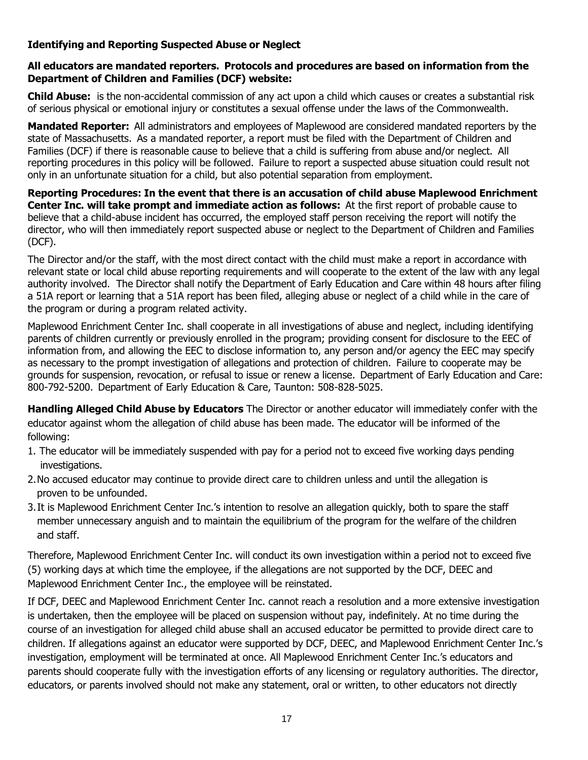### Identifying and Reporting Suspected Abuse or Neglect

**All educators are mandated reporters. Protocols and procedures are based on information from the Department of Children and Families (DCF) website:**

**Child Abuse:** is the non-accidental commission of any act upon a child which causes or creates a substantial risk of serious physical or emotional injury or constitutes a sexual offense under the laws of the Commonwealth.

**Mandated Reporter:** All administrators and employees of Maplewood are considered mandated reporters by the state of Massachusetts. As a mandated reporter, a report must be filed with the Department of Children and Families (DCF) if there is reasonable cause to believe that a child is suffering from abuse and/or neglect. All reporting procedures in this policy will be followed. Failure to report a suspected abuse situation could result not only in an unfortunate situation for a child, but also potential separation from employment.

**Reporting Procedures: In the event that there is an accusation of child abuse Maplewood Enrichment Center Inc. will take prompt and immediate action as follows:** At the first report of probable cause to believe that a child-abuse incident has occurred, the employed staff person receiving the report will notify the director, who will then immediately report suspected abuse or neglect to the Department of Children and Families (DCF).

The Director and/or the staff, with the most direct contact with the child must make a report in accordance with relevant state or local child abuse reporting requirements and will cooperate to the extent of the law with any legal authority involved. The Director shall notify the Department of Early Education and Care within 48 hours after filing a 51A report or learning that a 51A report has been filed, alleging abuse or neglect of a child while in the care of the program or during a program related activity.

Maplewood Enrichment Center Inc. shall cooperate in all investigations of abuse and neglect, including identifying parents of children currently or previously enrolled in the program; providing consent for disclosure to the EEC of information from, and allowing the EEC to disclose information to, any person and/or agency the EEC may specify as necessary to the prompt investigation of allegations and protection of children. Failure to cooperate may be grounds for suspension, revocation, or refusal to issue or renew a license. Department of Early Education and Care: 800-792-5200. Department of Early Education & Care, Taunton: 508-828-5025.

**Handling Alleged Child Abuse by Educators** The Director or another educator will immediately confer with the educator against whom the allegation of child abuse has been made. The educator will be informed of the following:

1. The educator will be immediately suspended with pay for a period not to exceed five working days pending investigations.
2. No accused educator may continue to provide direct care to children unless and until the allegation is proven to be unfounded.
3. It is Maplewood Enrichment Center Inc.'s intention to resolve an allegation quickly, both to spare the staff member unnecessary anguish and to maintain the equilibrium of the program for the welfare of the children and staff.

Therefore, Maplewood Enrichment Center Inc. will conduct its own investigation within a period not to exceed five (5) working days at which time the employee, if the allegations are not supported by the DCF, DEEC and Maplewood Enrichment Center Inc., the employee will be reinstated.

If DCF, DEEC and Maplewood Enrichment Center Inc. cannot reach a resolution and a more extensive investigation is undertaken, then the employee will be placed on suspension without pay, indefinitely. At no time during the course of an investigation for alleged child abuse shall an accused educator be permitted to provide direct care to children. If allegations against an educator were supported by DCF, DEEC, and Maplewood Enrichment Center Inc.'s investigation, employment will be terminated at once. All Maplewood Enrichment Center Inc.'s educators and parents should cooperate fully with the investigation efforts of any licensing or regulatory authorities. The director, educators, or parents involved should not make any statement, oral or written, to other educators not directly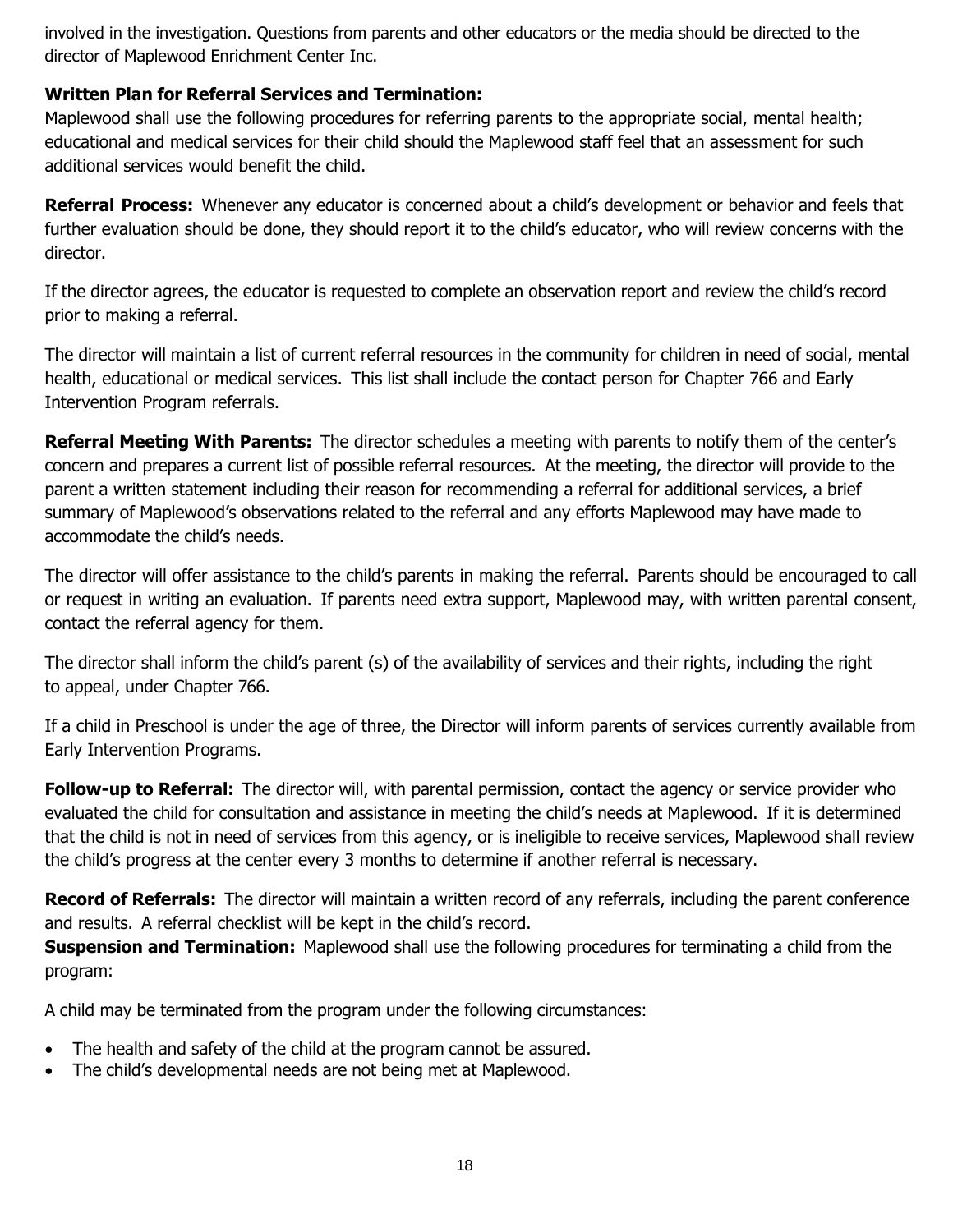involved in the investigation. Questions from parents and other educators or the media should be directed to the director of Maplewood Enrichment Center Inc.

**Written Plan for Referral Services and Termination:**
Maplewood shall use the following procedures for referring parents to the appropriate social, mental health; educational and medical services for their child should the Maplewood staff feel that an assessment for such additional services would benefit the child.

**Referral Process:** Whenever any educator is concerned about a child's development or behavior and feels that further evaluation should be done, they should report it to the child's educator, who will review concerns with the director.

If the director agrees, the educator is requested to complete an observation report and review the child's record prior to making a referral.

The director will maintain a list of current referral resources in the community for children in need of social, mental health, educational or medical services. This list shall include the contact person for Chapter 766 and Early Intervention Program referrals.

**Referral Meeting With Parents:** The director schedules a meeting with parents to notify them of the center's concern and prepares a current list of possible referral resources. At the meeting, the director will provide to the parent a written statement including their reason for recommending a referral for additional services, a brief summary of Maplewood's observations related to the referral and any efforts Maplewood may have made to accommodate the child's needs.

The director will offer assistance to the child's parents in making the referral. Parents should be encouraged to call or request in writing an evaluation. If parents need extra support, Maplewood may, with written parental consent, contact the referral agency for them.

The director shall inform the child's parent (s) of the availability of services and their rights, including the right to appeal, under Chapter 766.

If a child in Preschool is under the age of three, the Director will inform parents of services currently available from Early Intervention Programs.

**Follow-up to Referral:** The director will, with parental permission, contact the agency or service provider who evaluated the child for consultation and assistance in meeting the child's needs at Maplewood. If it is determined that the child is not in need of services from this agency, or is ineligible to receive services, Maplewood shall review the child's progress at the center every 3 months to determine if another referral is necessary.

**Record of Referrals:** The director will maintain a written record of any referrals, including the parent conference and results. A referral checklist will be kept in the child's record.
**Suspension and Termination:** Maplewood shall use the following procedures for terminating a child from the program:

A child may be terminated from the program under the following circumstances:

- The health and safety of the child at the program cannot be assured.
- The child's developmental needs are not being met at Maplewood.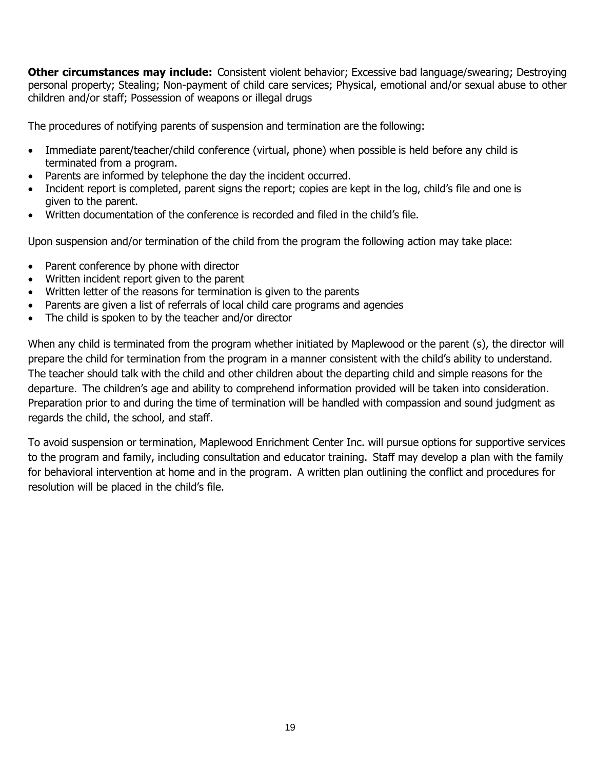**Other circumstances may include:** Consistent violent behavior; Excessive bad language/swearing; Destroying personal property; Stealing; Non-payment of child care services; Physical, emotional and/or sexual abuse to other children and/or staff; Possession of weapons or illegal drugs

The procedures of notifying parents of suspension and termination are the following:

- Immediate parent/teacher/child conference (virtual, phone) when possible is held before any child is terminated from a program.
- Parents are informed by telephone the day the incident occurred.
- Incident report is completed, parent signs the report; copies are kept in the log, child's file and one is given to the parent.
- Written documentation of the conference is recorded and filed in the child's file.

Upon suspension and/or termination of the child from the program the following action may take place:

- Parent conference by phone with director
- Written incident report given to the parent
- Written letter of the reasons for termination is given to the parents
- Parents are given a list of referrals of local child care programs and agencies
- The child is spoken to by the teacher and/or director

When any child is terminated from the program whether initiated by Maplewood or the parent (s), the director will prepare the child for termination from the program in a manner consistent with the child's ability to understand. The teacher should talk with the child and other children about the departing child and simple reasons for the departure. The children's age and ability to comprehend information provided will be taken into consideration. Preparation prior to and during the time of termination will be handled with compassion and sound judgment as regards the child, the school, and staff.

To avoid suspension or termination, Maplewood Enrichment Center Inc. will pursue options for supportive services to the program and family, including consultation and educator training. Staff may develop a plan with the family for behavioral intervention at home and in the program. A written plan outlining the conflict and procedures for resolution will be placed in the child's file.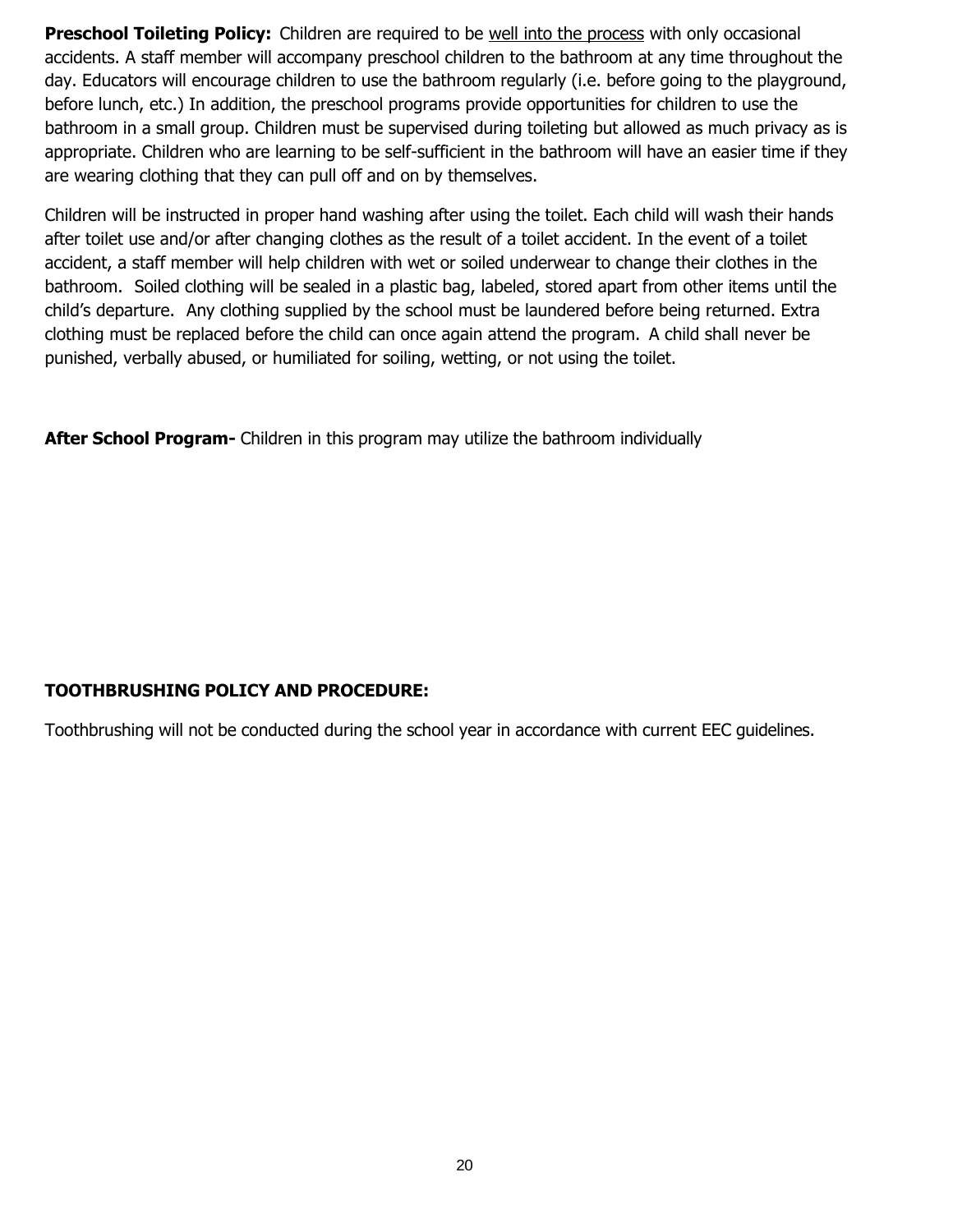**Preschool Toileting Policy:** Children are required to be <u>well into the process</u> with only occasional accidents. A staff member will accompany preschool children to the bathroom at any time throughout the day. Educators will encourage children to use the bathroom regularly (i.e. before going to the playground, before lunch, etc.) In addition, the preschool programs provide opportunities for children to use the bathroom in a small group. Children must be supervised during toileting but allowed as much privacy as is appropriate. Children who are learning to be self-sufficient in the bathroom will have an easier time if they are wearing clothing that they can pull off and on by themselves.

Children will be instructed in proper hand washing after using the toilet. Each child will wash their hands after toilet use and/or after changing clothes as the result of a toilet accident. In the event of a toilet accident, a staff member will help children with wet or soiled underwear to change their clothes in the bathroom. Soiled clothing will be sealed in a plastic bag, labeled, stored apart from other items until the child's departure. Any clothing supplied by the school must be laundered before being returned. Extra clothing must be replaced before the child can once again attend the program. A child shall never be punished, verbally abused, or humiliated for soiling, wetting, or not using the toilet.

**After School Program-** Children in this program may utilize the bathroom individually

**TOOTHBRUSHING POLICY AND PROCEDURE:**

Toothbrushing will not be conducted during the school year in accordance with current EEC guidelines.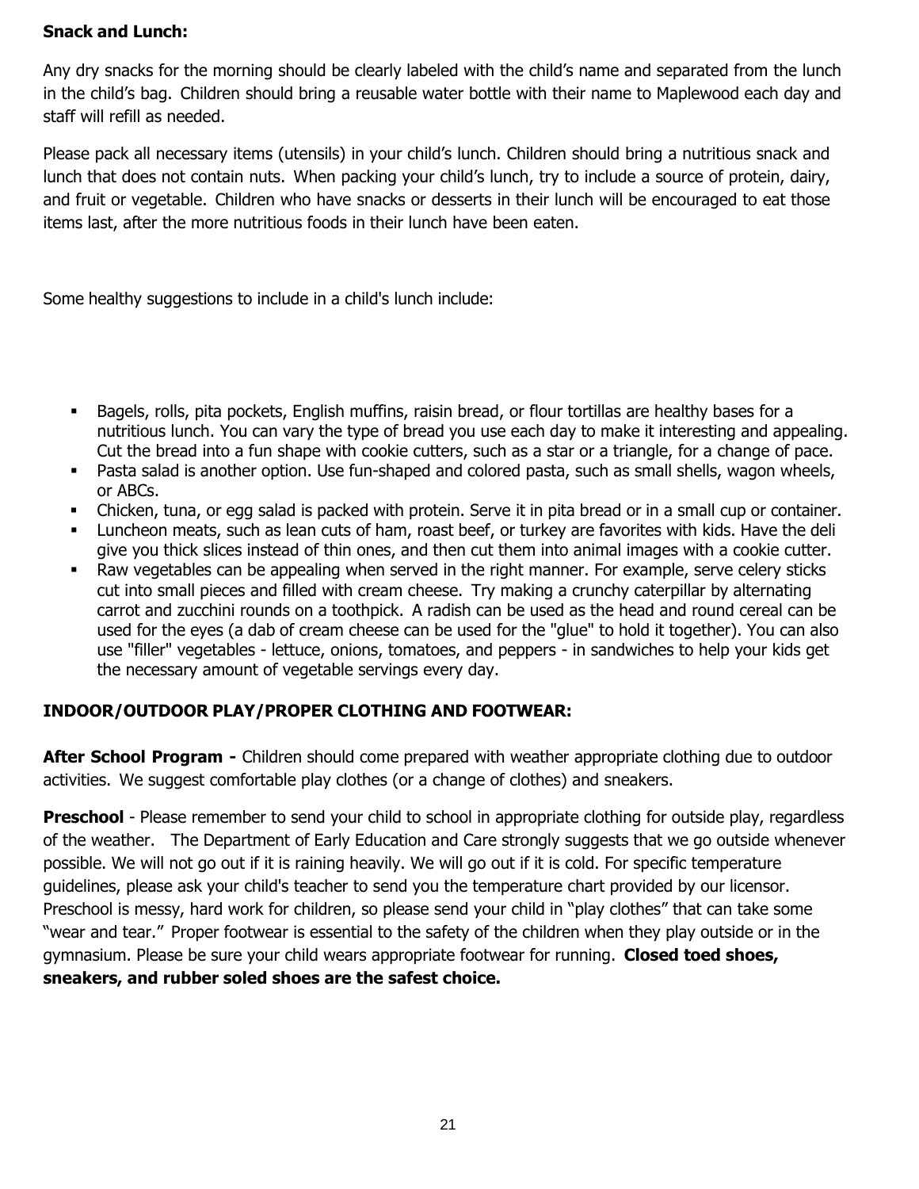**Snack and Lunch:**

Any dry snacks for the morning should be clearly labeled with the child's name and separated from the lunch in the child's bag. Children should bring a reusable water bottle with their name to Maplewood each day and staff will refill as needed.

Please pack all necessary items (utensils) in your child's lunch. Children should bring a nutritious snack and lunch that does not contain nuts. When packing your child's lunch, try to include a source of protein, dairy, and fruit or vegetable. Children who have snacks or desserts in their lunch will be encouraged to eat those items last, after the more nutritious foods in their lunch have been eaten.

Some healthy suggestions to include in a child's lunch include:

- Bagels, rolls, pita pockets, English muffins, raisin bread, or flour tortillas are healthy bases for a nutritious lunch. You can vary the type of bread you use each day to make it interesting and appealing. Cut the bread into a fun shape with cookie cutters, such as a star or a triangle, for a change of pace.
- Pasta salad is another option. Use fun-shaped and colored pasta, such as small shells, wagon wheels, or ABCs.
- Chicken, tuna, or egg salad is packed with protein. Serve it in pita bread or in a small cup or container.
- Luncheon meats, such as lean cuts of ham, roast beef, or turkey are favorites with kids. Have the deli give you thick slices instead of thin ones, and then cut them into animal images with a cookie cutter.
- Raw vegetables can be appealing when served in the right manner. For example, serve celery sticks cut into small pieces and filled with cream cheese. Try making a crunchy caterpillar by alternating carrot and zucchini rounds on a toothpick. A radish can be used as the head and round cereal can be used for the eyes (a dab of cream cheese can be used for the "glue" to hold it together). You can also use "filler" vegetables - lettuce, onions, tomatoes, and peppers - in sandwiches to help your kids get the necessary amount of vegetable servings every day.

**INDOOR/OUTDOOR PLAY/PROPER CLOTHING AND FOOTWEAR:**

**After School Program -** Children should come prepared with weather appropriate clothing due to outdoor activities. We suggest comfortable play clothes (or a change of clothes) and sneakers.

**Preschool** - Please remember to send your child to school in appropriate clothing for outside play, regardless of the weather. The Department of Early Education and Care strongly suggests that we go outside whenever possible. We will not go out if it is raining heavily. We will go out if it is cold. For specific temperature guidelines, please ask your child's teacher to send you the temperature chart provided by our licensor. Preschool is messy, hard work for children, so please send your child in "play clothes" that can take some "wear and tear." Proper footwear is essential to the safety of the children when they play outside or in the gymnasium. Please be sure your child wears appropriate footwear for running. **Closed toed shoes, sneakers, and rubber soled shoes are the safest choice.**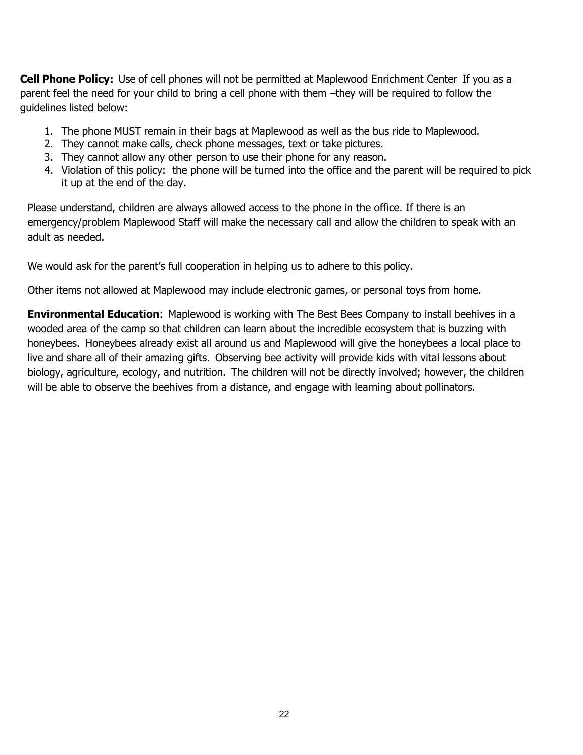**Cell Phone Policy:** Use of cell phones will not be permitted at Maplewood Enrichment Center If you as a parent feel the need for your child to bring a cell phone with them –they will be required to follow the guidelines listed below:

1. The phone MUST remain in their bags at Maplewood as well as the bus ride to Maplewood.
2. They cannot make calls, check phone messages, text or take pictures.
3. They cannot allow any other person to use their phone for any reason.
4. Violation of this policy: the phone will be turned into the office and the parent will be required to pick it up at the end of the day.

Please understand, children are always allowed access to the phone in the office. If there is an emergency/problem Maplewood Staff will make the necessary call and allow the children to speak with an adult as needed.

We would ask for the parent's full cooperation in helping us to adhere to this policy.

Other items not allowed at Maplewood may include electronic games, or personal toys from home.

**Environmental Education**: Maplewood is working with The Best Bees Company to install beehives in a wooded area of the camp so that children can learn about the incredible ecosystem that is buzzing with honeybees. Honeybees already exist all around us and Maplewood will give the honeybees a local place to live and share all of their amazing gifts. Observing bee activity will provide kids with vital lessons about biology, agriculture, ecology, and nutrition. The children will not be directly involved; however, the children will be able to observe the beehives from a distance, and engage with learning about pollinators.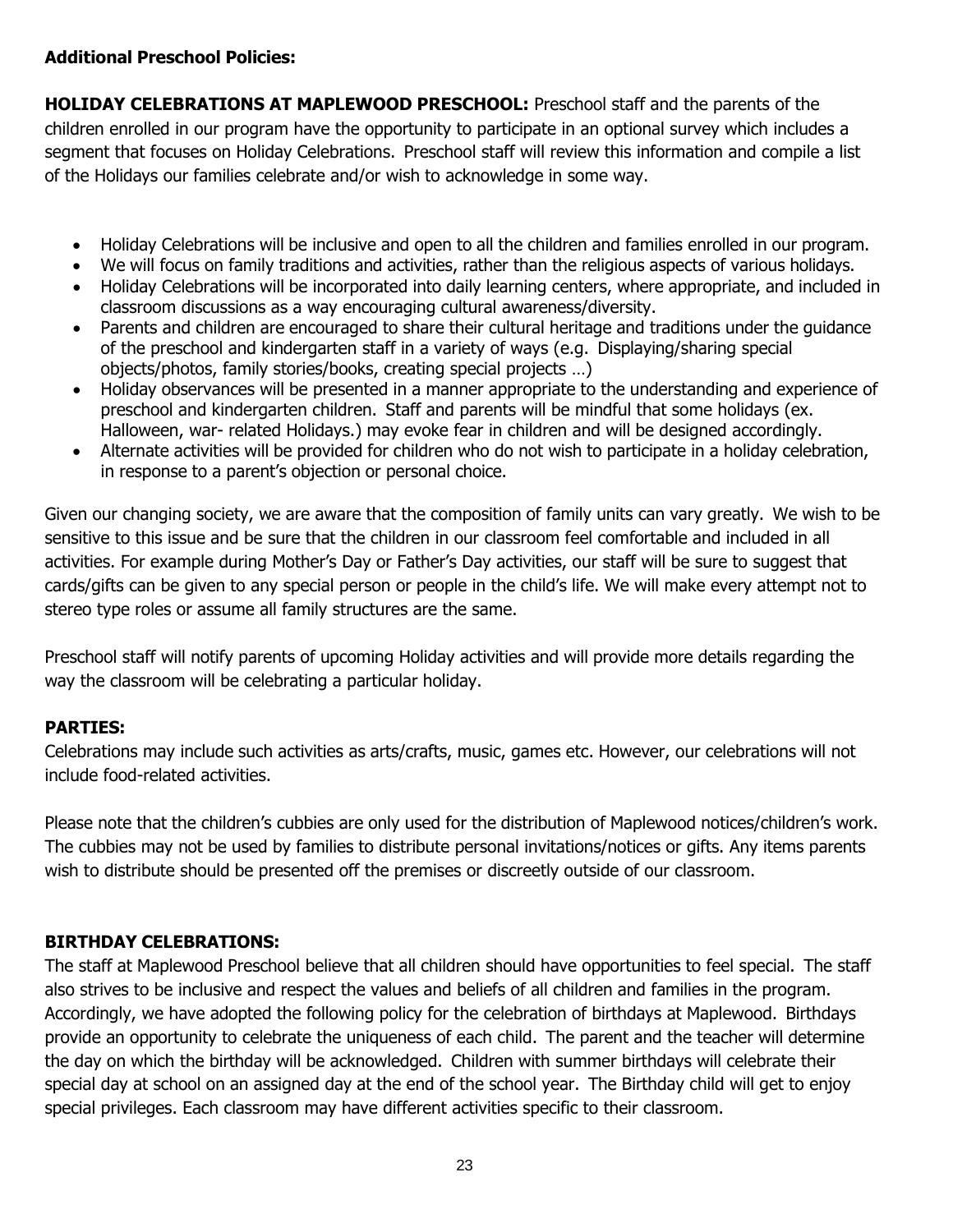**Additional Preschool Policies:**

**HOLIDAY CELEBRATIONS AT MAPLEWOOD PRESCHOOL:** Preschool staff and the parents of the children enrolled in our program have the opportunity to participate in an optional survey which includes a segment that focuses on Holiday Celebrations. Preschool staff will review this information and compile a list of the Holidays our families celebrate and/or wish to acknowledge in some way.

- Holiday Celebrations will be inclusive and open to all the children and families enrolled in our program.
- We will focus on family traditions and activities, rather than the religious aspects of various holidays.
- Holiday Celebrations will be incorporated into daily learning centers, where appropriate, and included in classroom discussions as a way encouraging cultural awareness/diversity.
- Parents and children are encouraged to share their cultural heritage and traditions under the guidance of the preschool and kindergarten staff in a variety of ways (e.g. Displaying/sharing special objects/photos, family stories/books, creating special projects …)
- Holiday observances will be presented in a manner appropriate to the understanding and experience of preschool and kindergarten children. Staff and parents will be mindful that some holidays (ex. Halloween, war- related Holidays.) may evoke fear in children and will be designed accordingly.
- Alternate activities will be provided for children who do not wish to participate in a holiday celebration, in response to a parent's objection or personal choice.

Given our changing society, we are aware that the composition of family units can vary greatly. We wish to be sensitive to this issue and be sure that the children in our classroom feel comfortable and included in all activities. For example during Mother's Day or Father's Day activities, our staff will be sure to suggest that cards/gifts can be given to any special person or people in the child's life. We will make every attempt not to stereo type roles or assume all family structures are the same.

Preschool staff will notify parents of upcoming Holiday activities and will provide more details regarding the way the classroom will be celebrating a particular holiday.

**PARTIES:**

Celebrations may include such activities as arts/crafts, music, games etc. However, our celebrations will not include food-related activities.

Please note that the children's cubbies are only used for the distribution of Maplewood notices/children's work. The cubbies may not be used by families to distribute personal invitations/notices or gifts. Any items parents wish to distribute should be presented off the premises or discreetly outside of our classroom.

**BIRTHDAY CELEBRATIONS:**

The staff at Maplewood Preschool believe that all children should have opportunities to feel special. The staff also strives to be inclusive and respect the values and beliefs of all children and families in the program. Accordingly, we have adopted the following policy for the celebration of birthdays at Maplewood. Birthdays provide an opportunity to celebrate the uniqueness of each child. The parent and the teacher will determine the day on which the birthday will be acknowledged. Children with summer birthdays will celebrate their special day at school on an assigned day at the end of the school year. The Birthday child will get to enjoy special privileges. Each classroom may have different activities specific to their classroom.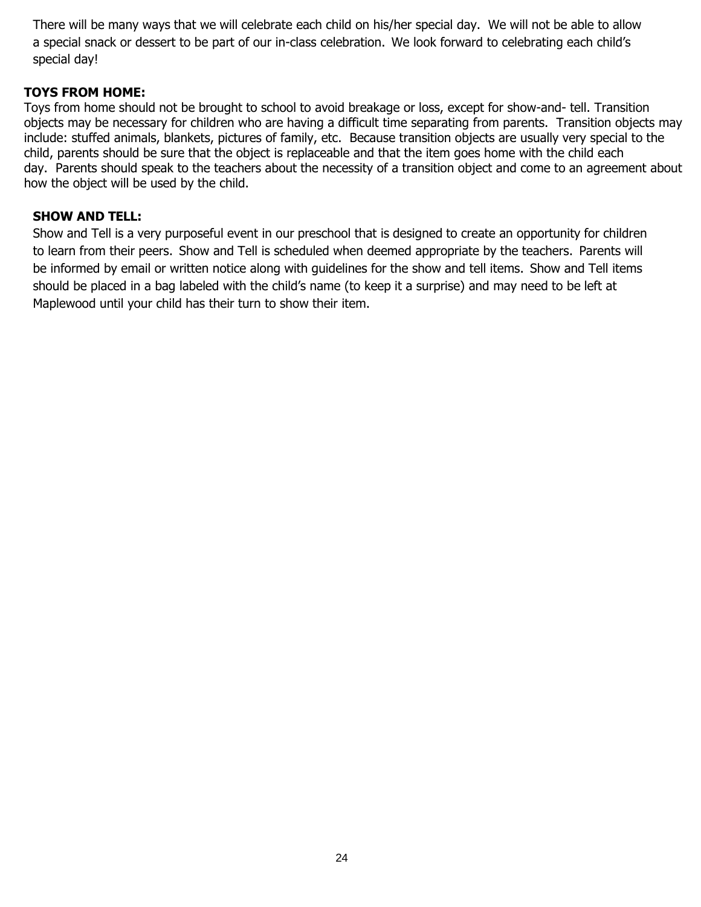There will be many ways that we will celebrate each child on his/her special day. We will not be able to allow a special snack or dessert to be part of our in-class celebration. We look forward to celebrating each child's special day!

**TOYS FROM HOME:**

Toys from home should not be brought to school to avoid breakage or loss, except for show-and- tell. Transition objects may be necessary for children who are having a difficult time separating from parents. Transition objects may include: stuffed animals, blankets, pictures of family, etc. Because transition objects are usually very special to the child, parents should be sure that the object is replaceable and that the item goes home with the child each day. Parents should speak to the teachers about the necessity of a transition object and come to an agreement about how the object will be used by the child.

**SHOW AND TELL:**

Show and Tell is a very purposeful event in our preschool that is designed to create an opportunity for children to learn from their peers. Show and Tell is scheduled when deemed appropriate by the teachers. Parents will be informed by email or written notice along with guidelines for the show and tell items. Show and Tell items should be placed in a bag labeled with the child's name (to keep it a surprise) and may need to be left at Maplewood until your child has their turn to show their item.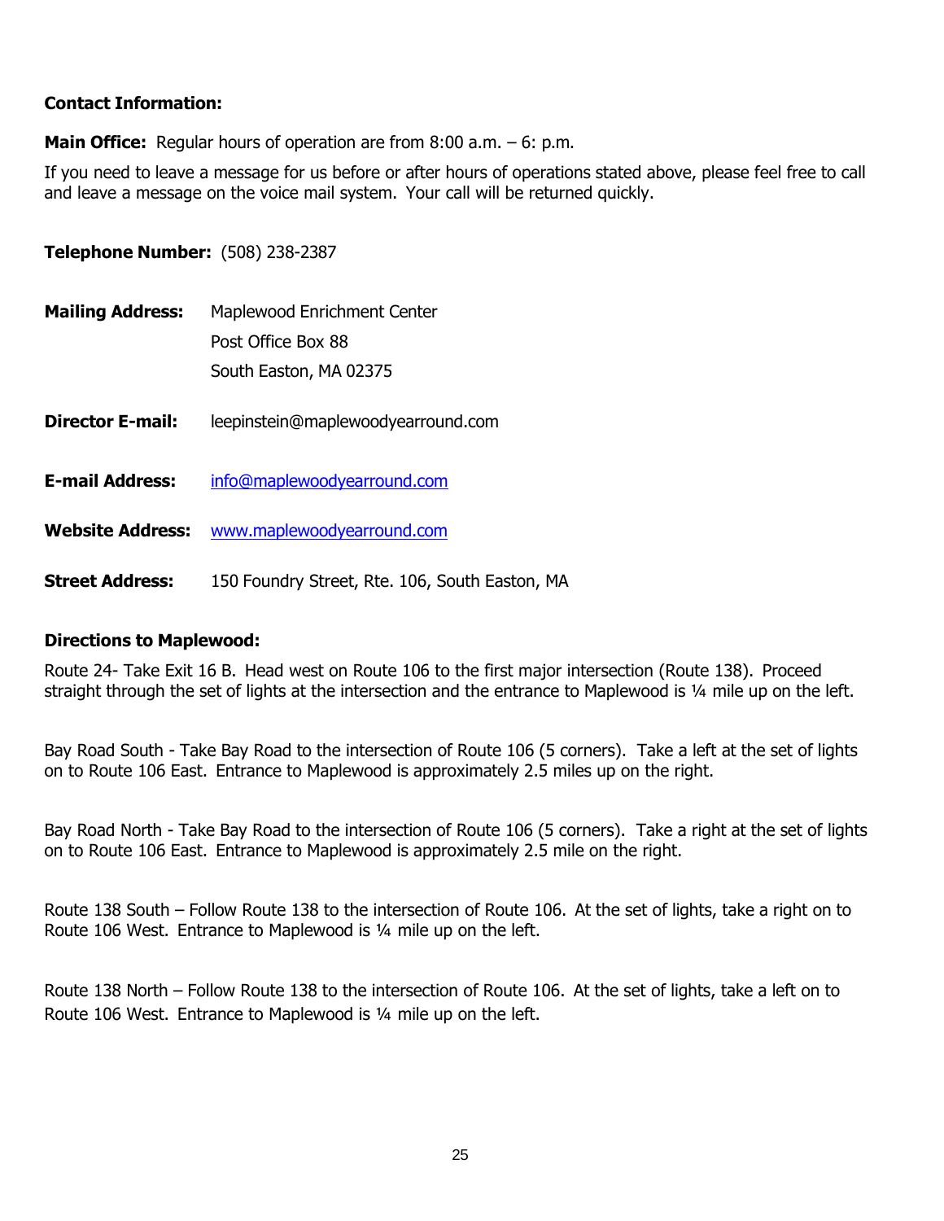**Contact Information:**

**Main Office:** Regular hours of operation are from 8:00 a.m. – 6: p.m.

If you need to leave a message for us before or after hours of operations stated above, please feel free to call and leave a message on the voice mail system. Your call will be returned quickly.

**Telephone Number:** (508) 238-2387

**Mailing Address:** Maplewood Enrichment Center
Post Office Box 88
South Easton, MA 02375

**Director E-mail:** leepinstein@maplewoodyearround.com

**E-mail Address:** info@maplewoodyearround.com

**Website Address:** www.maplewoodyearround.com

**Street Address:** 150 Foundry Street, Rte. 106, South Easton, MA

**Directions to Maplewood:**

Route 24- Take Exit 16 B. Head west on Route 106 to the first major intersection (Route 138). Proceed straight through the set of lights at the intersection and the entrance to Maplewood is ¼ mile up on the left.

Bay Road South - Take Bay Road to the intersection of Route 106 (5 corners). Take a left at the set of lights on to Route 106 East. Entrance to Maplewood is approximately 2.5 miles up on the right.

Bay Road North - Take Bay Road to the intersection of Route 106 (5 corners). Take a right at the set of lights on to Route 106 East. Entrance to Maplewood is approximately 2.5 mile on the right.

Route 138 South – Follow Route 138 to the intersection of Route 106. At the set of lights, take a right on to Route 106 West. Entrance to Maplewood is ¼ mile up on the left.

Route 138 North – Follow Route 138 to the intersection of Route 106. At the set of lights, take a left on to Route 106 West. Entrance to Maplewood is ¼ mile up on the left.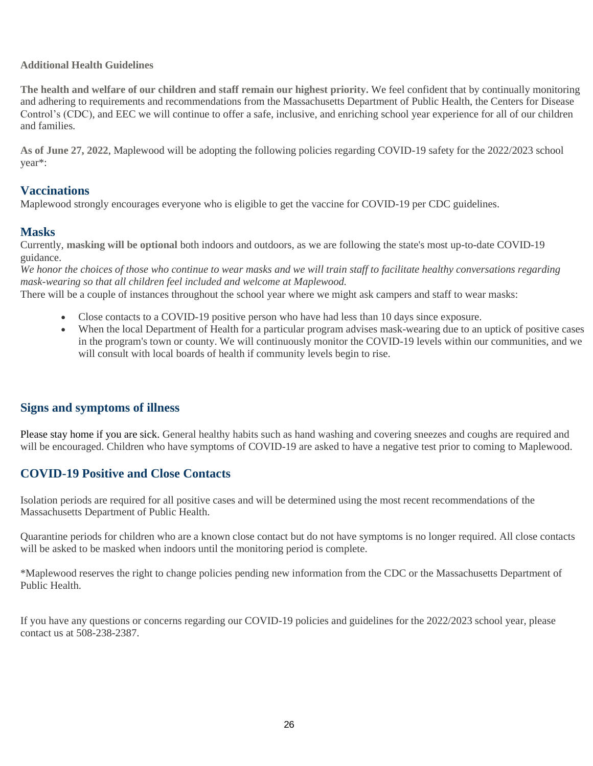**Additional Health Guidelines**

**The health and welfare of our children and staff remain our highest priority.** We feel confident that by continually monitoring and adhering to requirements and recommendations from the Massachusetts Department of Public Health, the Centers for Disease Control's (CDC), and EEC we will continue to offer a safe, inclusive, and enriching school year experience for all of our children and families.

**As of June 27, 2022**, Maplewood will be adopting the following policies regarding COVID-19 safety for the 2022/2023 school year*:

## Vaccinations

Maplewood strongly encourages everyone who is eligible to get the vaccine for COVID-19 per CDC guidelines.

## Masks

Currently, **masking will be optional** both indoors and outdoors, as we are following the state's most up-to-date COVID-19 guidance.

*We honor the choices of those who continue to wear masks and we will train staff to facilitate healthy conversations regarding mask-wearing so that all children feel included and welcome at Maplewood.*

There will be a couple of instances throughout the school year where we might ask campers and staff to wear masks:

- Close contacts to a COVID-19 positive person who have had less than 10 days since exposure.
- When the local Department of Health for a particular program advises mask-wearing due to an uptick of positive cases in the program's town or county. We will continuously monitor the COVID-19 levels within our communities, and we will consult with local boards of health if community levels begin to rise.

## Signs and symptoms of illness

Please stay home if you are sick. General healthy habits such as hand washing and covering sneezes and coughs are required and will be encouraged. Children who have symptoms of COVID-19 are asked to have a negative test prior to coming to Maplewood.

## COVID-19 Positive and Close Contacts

Isolation periods are required for all positive cases and will be determined using the most recent recommendations of the Massachusetts Department of Public Health.

Quarantine periods for children who are a known close contact but do not have symptoms is no longer required. All close contacts will be asked to be masked when indoors until the monitoring period is complete.

*Maplewood reserves the right to change policies pending new information from the CDC or the Massachusetts Department of Public Health.

If you have any questions or concerns regarding our COVID-19 policies and guidelines for the 2022/2023 school year, please contact us at 508-238-2387.